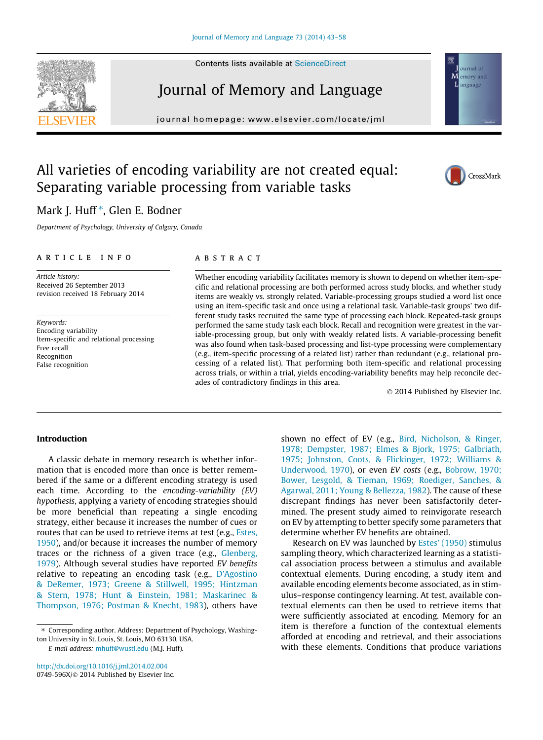# All varieties of encoding variability are not created equal: Separating variable processing from variable tasks

Mark J. Huff*, Glen E. Bodner

*Department of Psychology, University of Calgary, Canada*

## ARTICLE INFO

*Article history:*
Received 26 September 2013
revision received 18 February 2014

*Keywords:*
Encoding variability
Item-specific and relational processing
Free recall
Recognition
False recognition

## ABSTRACT

Whether encoding variability facilitates memory is shown to depend on whether item-specific and relational processing are both performed across study blocks, and whether study items are weakly vs. strongly related. Variable-processing groups studied a word list once using an item-specific task and once using a relational task. Variable-task groups' two different study tasks recruited the same type of processing each block. Repeated-task groups performed the same study task each block. Recall and recognition were greatest in the variable-processing group, but only with weakly related lists. A variable-processing benefit was also found when task-based processing and list-type processing were complementary (e.g., item-specific processing of a related list) rather than redundant (e.g., relational processing of a related list). That performing both item-specific and relational processing across trials, or within a trial, yields encoding-variability benefits may help reconcile decades of contradictory findings in this area.

© 2014 Published by Elsevier Inc.

## Introduction

A classic debate in memory research is whether information that is encoded more than once is better remembered if the same or a different encoding strategy is used each time. According to the *encoding-variability (EV) hypothesis*, applying a variety of encoding strategies should be more beneficial than repeating a single encoding strategy, either because it increases the number of cues or routes that can be used to retrieve items at test (e.g., Estes, 1950), and/or because it increases the number of memory traces or the richness of a given trace (e.g., Glenberg, 1979). Although several studies have reported *EV benefits* relative to repeating an encoding task (e.g., D'Agostino & DeRemer, 1973; Greene & Stillwell, 1995; Hintzman & Stern, 1978; Hunt & Einstein, 1981; Maskarinec & Thompson, 1976; Postman & Knecht, 1983), others have shown no effect of EV (e.g., Bird, Nicholson, & Ringer, 1978; Dempster, 1987; Elmes & Bjork, 1975; Galbriath, 1975; Johnston, Coots, & Flickinger, 1972; Williams & Underwood, 1970), or even *EV costs* (e.g., Bobrow, 1970; Bower, Lesgold, & Tieman, 1969; Roediger, Sanches, & Agarwal, 2011; Young & Bellezza, 1982). The cause of these discrepant findings has never been satisfactorily determined. The present study aimed to reinvigorate research on EV by attempting to better specify some parameters that determine whether EV benefits are obtained.

Research on EV was launched by Estes' (1950) stimulus sampling theory, which characterized learning as a statistical association process between a stimulus and available contextual elements. During encoding, a study item and available encoding elements become associated, as in stimulus–response contingency learning. At test, available contextual elements can then be used to retrieve items that were sufficiently associated at encoding. Memory for an item is therefore a function of the contextual elements afforded at encoding and retrieval, and their associations with these elements. Conditions that produce variations

* Corresponding author. Address: Department of Psychology, Washington University in St. Louis, St. Louis, MO 63130, USA.
E-mail address: mhuff@wustl.edu (M.J. Huff).

http://dx.doi.org/10.1016/j.jml.2014.02.004
0749-596X/© 2014 Published by Elsevier Inc.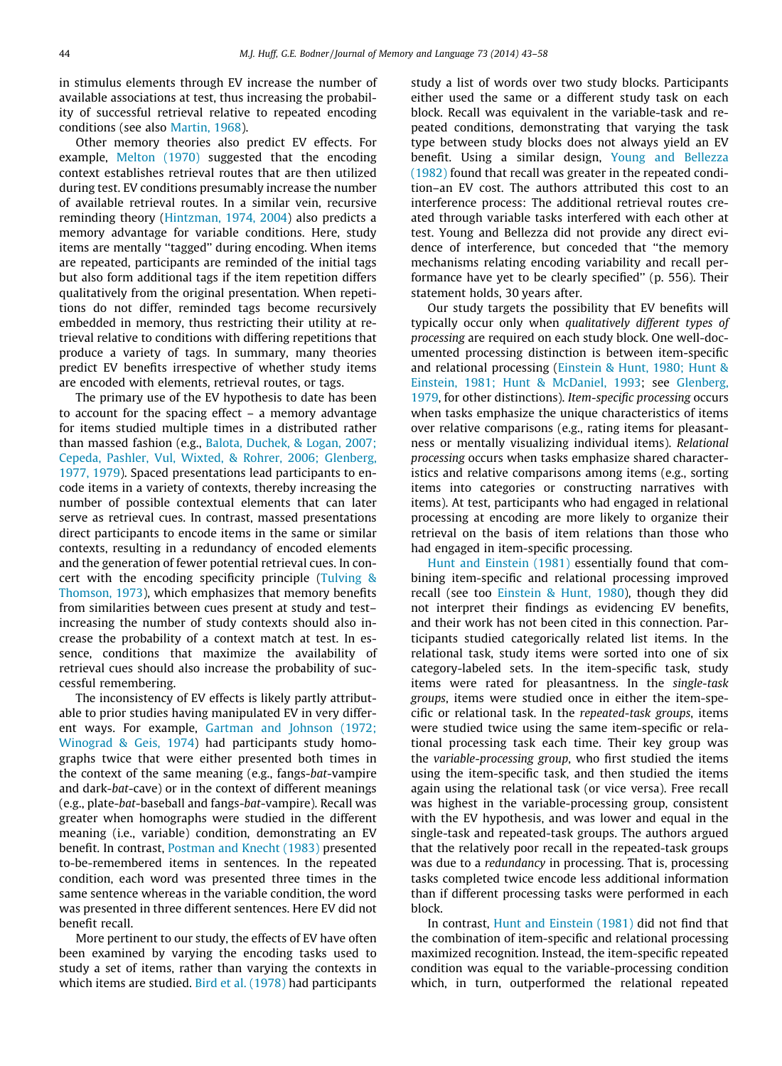in stimulus elements through EV increase the number of available associations at test, thus increasing the probability of successful retrieval relative to repeated encoding conditions (see also Martin, 1968).

Other memory theories also predict EV effects. For example, Melton (1970) suggested that the encoding context establishes retrieval routes that are then utilized during test. EV conditions presumably increase the number of available retrieval routes. In a similar vein, recursive reminding theory (Hintzman, 1974, 2004) also predicts a memory advantage for variable conditions. Here, study items are mentally ''tagged'' during encoding. When items are repeated, participants are reminded of the initial tags but also form additional tags if the item repetition differs qualitatively from the original presentation. When repetitions do not differ, reminded tags become recursively embedded in memory, thus restricting their utility at retrieval relative to conditions with differing repetitions that produce a variety of tags. In summary, many theories predict EV benefits irrespective of whether study items are encoded with elements, retrieval routes, or tags.

The primary use of the EV hypothesis to date has been to account for the spacing effect – a memory advantage for items studied multiple times in a distributed rather than massed fashion (e.g., Balota, Duchek, & Logan, 2007; Cepeda, Pashler, Vul, Wixted, & Rohrer, 2006; Glenberg, 1977, 1979). Spaced presentations lead participants to encode items in a variety of contexts, thereby increasing the number of possible contextual elements that can later serve as retrieval cues. In contrast, massed presentations direct participants to encode items in the same or similar contexts, resulting in a redundancy of encoded elements and the generation of fewer potential retrieval cues. In concert with the encoding specificity principle (Tulving & Thomson, 1973), which emphasizes that memory benefits from similarities between cues present at study and test–increasing the number of study contexts should also increase the probability of a context match at test. In essence, conditions that maximize the availability of retrieval cues should also increase the probability of successful remembering.

The inconsistency of EV effects is likely partly attributable to prior studies having manipulated EV in very different ways. For example, Gartman and Johnson (1972; Winograd & Geis, 1974) had participants study homographs twice that were either presented both times in the context of the same meaning (e.g., fangs-*bat*-vampire and dark-*bat*-cave) or in the context of different meanings (e.g., plate-*bat*-baseball and fangs-*bat*-vampire). Recall was greater when homographs were studied in the different meaning (i.e., variable) condition, demonstrating an EV benefit. In contrast, Postman and Knecht (1983) presented to-be-remembered items in sentences. In the repeated condition, each word was presented three times in the same sentence whereas in the variable condition, the word was presented in three different sentences. Here EV did not benefit recall.

More pertinent to our study, the effects of EV have often been examined by varying the encoding tasks used to study a set of items, rather than varying the contexts in which items are studied. Bird et al. (1978) had participants study a list of words over two study blocks. Participants either used the same or a different study task on each block. Recall was equivalent in the variable-task and repeated conditions, demonstrating that varying the task type between study blocks does not always yield an EV benefit. Using a similar design, Young and Bellezza (1982) found that recall was greater in the repeated condition–an EV cost. The authors attributed this cost to an interference process: The additional retrieval routes created through variable tasks interfered with each other at test. Young and Bellezza did not provide any direct evidence of interference, but conceded that ''the memory mechanisms relating encoding variability and recall performance have yet to be clearly specified'' (p. 556). Their statement holds, 30 years after.

Our study targets the possibility that EV benefits will typically occur only when *qualitatively different types of processing* are required on each study block. One well-documented processing distinction is between item-specific and relational processing (Einstein & Hunt, 1980; Hunt & Einstein, 1981; Hunt & McDaniel, 1993; see Glenberg, 1979, for other distinctions). *Item-specific processing* occurs when tasks emphasize the unique characteristics of items over relative comparisons (e.g., rating items for pleasantness or mentally visualizing individual items). *Relational processing* occurs when tasks emphasize shared characteristics and relative comparisons among items (e.g., sorting items into categories or constructing narratives with items). At test, participants who had engaged in relational processing at encoding are more likely to organize their retrieval on the basis of item relations than those who had engaged in item-specific processing.

Hunt and Einstein (1981) essentially found that combining item-specific and relational processing improved recall (see too Einstein & Hunt, 1980), though they did not interpret their findings as evidencing EV benefits, and their work has not been cited in this connection. Participants studied categorically related list items. In the relational task, study items were sorted into one of six category-labeled sets. In the item-specific task, study items were rated for pleasantness. In the *single-task groups*, items were studied once in either the item-specific or relational task. In the *repeated-task groups*, items were studied twice using the same item-specific or relational processing task each time. Their key group was the *variable-processing group*, who first studied the items using the item-specific task, and then studied the items again using the relational task (or vice versa). Free recall was highest in the variable-processing group, consistent with the EV hypothesis, and was lower and equal in the single-task and repeated-task groups. The authors argued that the relatively poor recall in the repeated-task groups was due to a *redundancy* in processing. That is, processing tasks completed twice encode less additional information than if different processing tasks were performed in each block.

In contrast, Hunt and Einstein (1981) did not find that the combination of item-specific and relational processing maximized recognition. Instead, the item-specific repeated condition was equal to the variable-processing condition which, in turn, outperformed the relational repeated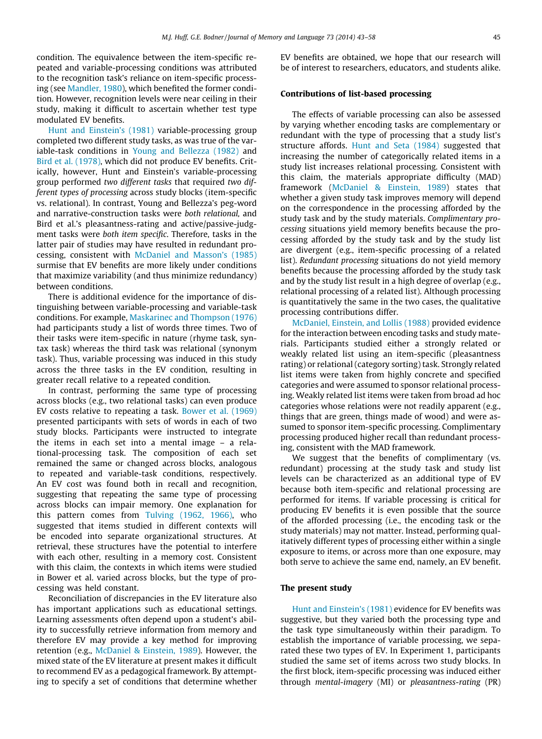condition. The equivalence between the item-specific repeated and variable-processing conditions was attributed to the recognition task's reliance on item-specific processing (see Mandler, 1980), which benefited the former condition. However, recognition levels were near ceiling in their study, making it difficult to ascertain whether test type modulated EV benefits.

Hunt and Einstein's (1981) variable-processing group completed two different study tasks, as was true of the variable-task conditions in Young and Bellezza (1982) and Bird et al. (1978), which did not produce EV benefits. Critically, however, Hunt and Einstein's variable-processing group performed *two different tasks* that required *two different types of processing* across study blocks (item-specific vs. relational). In contrast, Young and Bellezza's peg-word and narrative-construction tasks were *both relational,* and Bird et al.'s pleasantness-rating and active/passive-judgment tasks were *both item specific*. Therefore, tasks in the latter pair of studies may have resulted in redundant processing, consistent with McDaniel and Masson's (1985) surmise that EV benefits are more likely under conditions that maximize variability (and thus minimize redundancy) between conditions.

There is additional evidence for the importance of distinguishing between variable-processing and variable-task conditions. For example, Maskarinec and Thompson (1976) had participants study a list of words three times. Two of their tasks were item-specific in nature (rhyme task, syntax task) whereas the third task was relational (synonym task). Thus, variable processing was induced in this study across the three tasks in the EV condition, resulting in greater recall relative to a repeated condition.

In contrast, performing the same type of processing across blocks (e.g., two relational tasks) can even produce EV costs relative to repeating a task. Bower et al. (1969) presented participants with sets of words in each of two study blocks. Participants were instructed to integrate the items in each set into a mental image – a relational-processing task. The composition of each set remained the same or changed across blocks, analogous to repeated and variable-task conditions, respectively. An EV cost was found both in recall and recognition, suggesting that repeating the same type of processing across blocks can impair memory. One explanation for this pattern comes from Tulving (1962, 1966), who suggested that items studied in different contexts will be encoded into separate organizational structures. At retrieval, these structures have the potential to interfere with each other, resulting in a memory cost. Consistent with this claim, the contexts in which items were studied in Bower et al. varied across blocks, but the type of processing was held constant.

Reconciliation of discrepancies in the EV literature also has important applications such as educational settings. Learning assessments often depend upon a student's ability to successfully retrieve information from memory and therefore EV may provide a key method for improving retention (e.g., McDaniel & Einstein, 1989). However, the mixed state of the EV literature at present makes it difficult to recommend EV as a pedagogical framework. By attempting to specify a set of conditions that determine whether EV benefits are obtained, we hope that our research will be of interest to researchers, educators, and students alike.

### Contributions of list-based processing

The effects of variable processing can also be assessed by varying whether encoding tasks are complementary or redundant with the type of processing that a study list's structure affords. Hunt and Seta (1984) suggested that increasing the number of categorically related items in a study list increases relational processing. Consistent with this claim, the materials appropriate difficulty (MAD) framework (McDaniel & Einstein, 1989) states that whether a given study task improves memory will depend on the correspondence in the processing afforded by the study task and by the study materials. *Complimentary processing* situations yield memory benefits because the processing afforded by the study task and by the study list are divergent (e.g., item-specific processing of a related list). *Redundant processing* situations do not yield memory benefits because the processing afforded by the study task and by the study list result in a high degree of overlap (e.g., relational processing of a related list). Although processing is quantitatively the same in the two cases, the qualitative processing contributions differ.

McDaniel, Einstein, and Lollis (1988) provided evidence for the interaction between encoding tasks and study materials. Participants studied either a strongly related or weakly related list using an item-specific (pleasantness rating) or relational (category sorting) task. Strongly related list items were taken from highly concrete and specified categories and were assumed to sponsor relational processing. Weakly related list items were taken from broad ad hoc categories whose relations were not readily apparent (e.g., things that are green, things made of wood) and were assumed to sponsor item-specific processing. Complimentary processing produced higher recall than redundant processing, consistent with the MAD framework.

We suggest that the benefits of complimentary (vs. redundant) processing at the study task and study list levels can be characterized as an additional type of EV because both item-specific and relational processing are performed for items. If variable processing is critical for producing EV benefits it is even possible that the source of the afforded processing (i.e., the encoding task or the study materials) may not matter. Instead, performing qualitatively different types of processing either within a single exposure to items, or across more than one exposure, may both serve to achieve the same end, namely, an EV benefit.

### The present study

Hunt and Einstein's (1981) evidence for EV benefits was suggestive, but they varied both the processing type and the task type simultaneously within their paradigm. To establish the importance of variable processing, we separated these two types of EV. In Experiment 1, participants studied the same set of items across two study blocks. In the first block, item-specific processing was induced either through *mental-imagery* (MI) or *pleasantness-rating* (PR)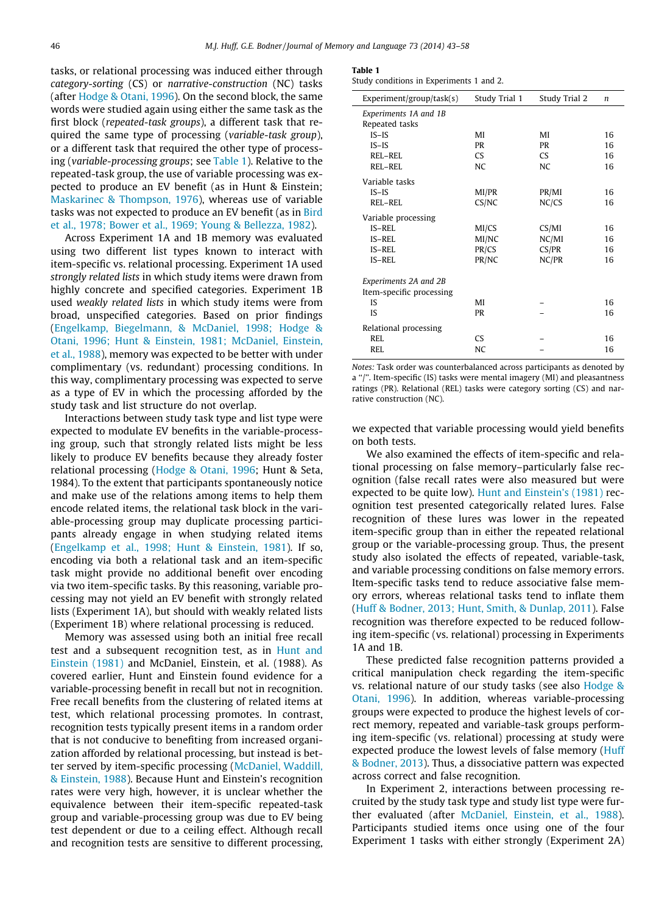tasks, or relational processing was induced either through *category-sorting* (CS) or *narrative-construction* (NC) tasks (after Hodge & Otani, 1996). On the second block, the same words were studied again using either the same task as the first block (*repeated-task groups*), a different task that required the same type of processing (*variable-task group*), or a different task that required the other type of processing (*variable-processing groups*; see Table 1). Relative to the repeated-task group, the use of variable processing was expected to produce an EV benefit (as in Hunt & Einstein; Maskarinec & Thompson, 1976), whereas use of variable tasks was not expected to produce an EV benefit (as in Bird et al., 1978; Bower et al., 1969; Young & Bellezza, 1982).

Across Experiment 1A and 1B memory was evaluated using two different list types known to interact with item-specific vs. relational processing. Experiment 1A used *strongly related lists* in which study items were drawn from highly concrete and specified categories. Experiment 1B used *weakly related lists* in which study items were from broad, unspecified categories. Based on prior findings (Engelkamp, Biegelmann, & McDaniel, 1998; Hodge & Otani, 1996; Hunt & Einstein, 1981; McDaniel, Einstein, et al., 1988), memory was expected to be better with under complimentary (vs. redundant) processing conditions. In this way, complimentary processing was expected to serve as a type of EV in which the processing afforded by the study task and list structure do not overlap.

Interactions between study task type and list type were expected to modulate EV benefits in the variable-processing group, such that strongly related lists might be less likely to produce EV benefits because they already foster relational processing (Hodge & Otani, 1996; Hunt & Seta, 1984). To the extent that participants spontaneously notice and make use of the relations among items to help them encode related items, the relational task block in the variable-processing group may duplicate processing participants already engage in when studying related items (Engelkamp et al., 1998; Hunt & Einstein, 1981). If so, encoding via both a relational task and an item-specific task might provide no additional benefit over encoding via two item-specific tasks. By this reasoning, variable processing may not yield an EV benefit with strongly related lists (Experiment 1A), but should with weakly related lists (Experiment 1B) where relational processing is reduced.

Memory was assessed using both an initial free recall test and a subsequent recognition test, as in Hunt and Einstein (1981) and McDaniel, Einstein, et al. (1988). As covered earlier, Hunt and Einstein found evidence for a variable-processing benefit in recall but not in recognition. Free recall benefits from the clustering of related items at test, which relational processing promotes. In contrast, recognition tests typically present items in a random order that is not conducive to benefiting from increased organization afforded by relational processing, but instead is better served by item-specific processing (McDaniel, Waddill, & Einstein, 1988). Because Hunt and Einstein's recognition rates were very high, however, it is unclear whether the equivalence between their item-specific repeated-task group and variable-processing group was due to EV being test dependent or due to a ceiling effect. Although recall and recognition tests are sensitive to different processing, we expected that variable processing would yield benefits on both tests.

**Table 1**
Study conditions in Experiments 1 and 2.

| Experiment/group/task(s) | Study Trial 1 | Study Trial 2 | *n* |
|---|---|---|---|
| *Experiments 1A and 1B* | | | |
| Repeated tasks | | | |
| IS–IS | MI | MI | 16 |
| IS–IS | PR | PR | 16 |
| REL–REL | CS | CS | 16 |
| REL–REL | NC | NC | 16 |
| Variable tasks | | | |
| IS–IS | MI/PR | PR/MI | 16 |
| REL–REL | CS/NC | NC/CS | 16 |
| Variable processing | | | |
| IS–REL | MI/CS | CS/MI | 16 |
| IS–REL | MI/NC | NC/MI | 16 |
| IS–REL | PR/CS | CS/PR | 16 |
| IS–REL | PR/NC | NC/PR | 16 |
| *Experiments 2A and 2B* | | | |
| Item-specific processing | | | |
| IS | MI | – | 16 |
| IS | PR | – | 16 |
| Relational processing | | | |
| REL | CS | – | 16 |
| REL | NC | – | 16 |

*Notes:* Task order was counterbalanced across participants as denoted by a "/". Item-specific (IS) tasks were mental imagery (MI) and pleasantness ratings (PR). Relational (REL) tasks were category sorting (CS) and narrative construction (NC).

We also examined the effects of item-specific and relational processing on false memory–particularly false recognition (false recall rates were also measured but were expected to be quite low). Hunt and Einstein's (1981) recognition test presented categorically related lures. False recognition of these lures was lower in the repeated item-specific group than in either the repeated relational group or the variable-processing group. Thus, the present study also isolated the effects of repeated, variable-task, and variable processing conditions on false memory errors. Item-specific tasks tend to reduce associative false memory errors, whereas relational tasks tend to inflate them (Huff & Bodner, 2013; Hunt, Smith, & Dunlap, 2011). False recognition was therefore expected to be reduced following item-specific (vs. relational) processing in Experiments 1A and 1B.

These predicted false recognition patterns provided a critical manipulation check regarding the item-specific vs. relational nature of our study tasks (see also Hodge & Otani, 1996). In addition, whereas variable-processing groups were expected to produce the highest levels of correct memory, repeated and variable-task groups performing item-specific (vs. relational) processing at study were expected produce the lowest levels of false memory (Huff & Bodner, 2013). Thus, a dissociative pattern was expected across correct and false recognition.

In Experiment 2, interactions between processing recruited by the study task type and study list type were further evaluated (after McDaniel, Einstein, et al., 1988). Participants studied items once using one of the four Experiment 1 tasks with either strongly (Experiment 2A)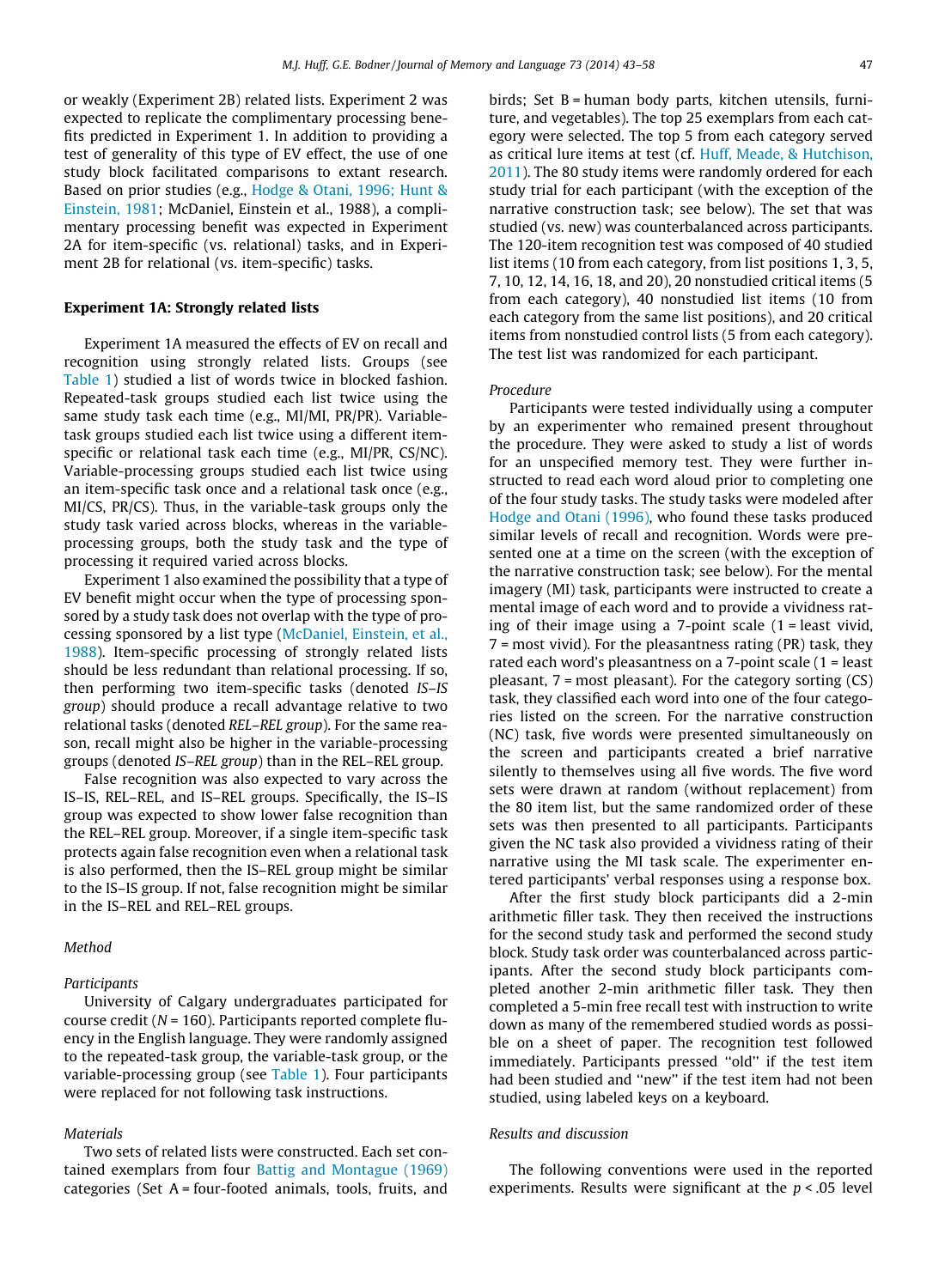or weakly (Experiment 2B) related lists. Experiment 2 was expected to replicate the complimentary processing benefits predicted in Experiment 1. In addition to providing a test of generality of this type of EV effect, the use of one study block facilitated comparisons to extant research. Based on prior studies (e.g., Hodge & Otani, 1996; Hunt & Einstein, 1981; McDaniel, Einstein et al., 1988), a complimentary processing benefit was expected in Experiment 2A for item-specific (vs. relational) tasks, and in Experiment 2B for relational (vs. item-specific) tasks.

### Experiment 1A: Strongly related lists

Experiment 1A measured the effects of EV on recall and recognition using strongly related lists. Groups (see Table 1) studied a list of words twice in blocked fashion. Repeated-task groups studied each list twice using the same study task each time (e.g., MI/MI, PR/PR). Variable-task groups studied each list twice using a different item-specific or relational task each time (e.g., MI/PR, CS/NC). Variable-processing groups studied each list twice using an item-specific task once and a relational task once (e.g., MI/CS, PR/CS). Thus, in the variable-task groups only the study task varied across blocks, whereas in the variable-processing groups, both the study task and the type of processing it required varied across blocks.

Experiment 1 also examined the possibility that a type of EV benefit might occur when the type of processing sponsored by a study task does not overlap with the type of processing sponsored by a list type (McDaniel, Einstein, et al., 1988). Item-specific processing of strongly related lists should be less redundant than relational processing. If so, then performing two item-specific tasks (denoted *IS–IS group*) should produce a recall advantage relative to two relational tasks (denoted *REL–REL group*). For the same reason, recall might also be higher in the variable-processing groups (denoted *IS–REL group*) than in the REL–REL group.

False recognition was also expected to vary across the IS–IS, REL–REL, and IS–REL groups. Specifically, the IS–IS group was expected to show lower false recognition than the REL–REL group. Moreover, if a single item-specific task protects again false recognition even when a relational task is also performed, then the IS–REL group might be similar to the IS–IS group. If not, false recognition might be similar in the IS–REL and REL–REL groups.

#### *Method*

##### *Participants*

University of Calgary undergraduates participated for course credit ($N = 160$). Participants reported complete fluency in the English language. They were randomly assigned to the repeated-task group, the variable-task group, or the variable-processing group (see Table 1). Four participants were replaced for not following task instructions.

##### *Materials*

Two sets of related lists were constructed. Each set contained exemplars from four Battig and Montague (1969) categories (Set A = four-footed animals, tools, fruits, and birds; Set B = human body parts, kitchen utensils, furniture, and vegetables). The top 25 exemplars from each category were selected. The top 5 from each category served as critical lure items at test (cf. Huff, Meade, & Hutchison, 2011). The 80 study items were randomly ordered for each study trial for each participant (with the exception of the narrative construction task; see below). The set that was studied (vs. new) was counterbalanced across participants. The 120-item recognition test was composed of 40 studied list items (10 from each category, from list positions 1, 3, 5, 7, 10, 12, 14, 16, 18, and 20), 20 nonstudied critical items (5 from each category), 40 nonstudied list items (10 from each category from the same list positions), and 20 critical items from nonstudied control lists (5 from each category). The test list was randomized for each participant.

##### *Procedure*

Participants were tested individually using a computer by an experimenter who remained present throughout the procedure. They were asked to study a list of words for an unspecified memory test. They were further instructed to read each word aloud prior to completing one of the four study tasks. The study tasks were modeled after Hodge and Otani (1996), who found these tasks produced similar levels of recall and recognition. Words were presented one at a time on the screen (with the exception of the narrative construction task; see below). For the mental imagery (MI) task, participants were instructed to create a mental image of each word and to provide a vividness rating of their image using a 7-point scale (1 = least vivid, 7 = most vivid). For the pleasantness rating (PR) task, they rated each word's pleasantness on a 7-point scale (1 = least pleasant, 7 = most pleasant). For the category sorting (CS) task, they classified each word into one of the four categories listed on the screen. For the narrative construction (NC) task, five words were presented simultaneously on the screen and participants created a brief narrative silently to themselves using all five words. The five word sets were drawn at random (without replacement) from the 80 item list, but the same randomized order of these sets was then presented to all participants. Participants given the NC task also provided a vividness rating of their narrative using the MI task scale. The experimenter entered participants' verbal responses using a response box.

After the first study block participants did a 2-min arithmetic filler task. They then received the instructions for the second study task and performed the second study block. Study task order was counterbalanced across participants. After the second study block participants completed another 2-min arithmetic filler task. They then completed a 5-min free recall test with instruction to write down as many of the remembered studied words as possible on a sheet of paper. The recognition test followed immediately. Participants pressed "old" if the test item had been studied and "new" if the test item had not been studied, using labeled keys on a keyboard.

#### *Results and discussion*

The following conventions were used in the reported experiments. Results were significant at the $p < .05$ level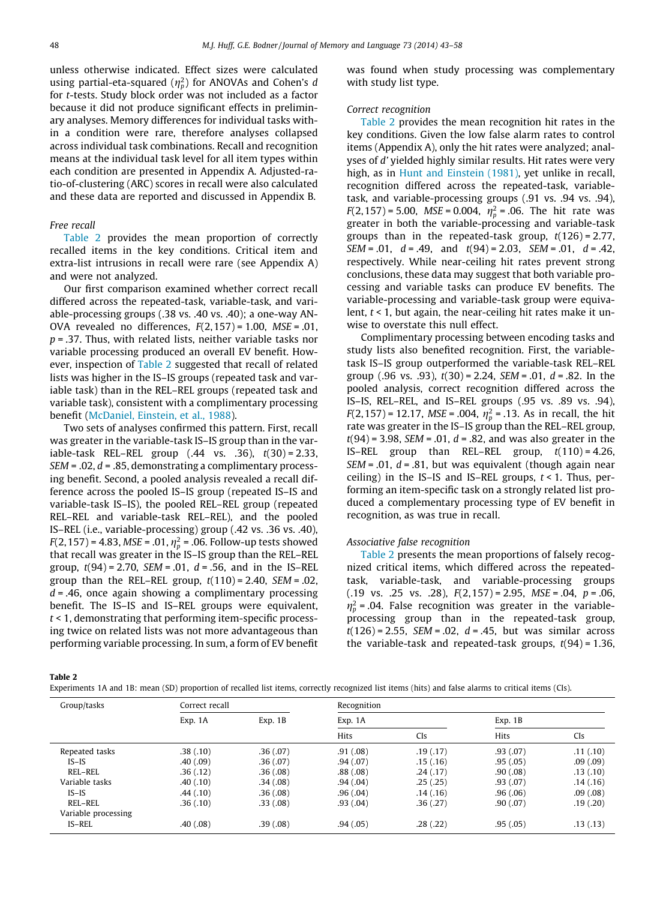unless otherwise indicated. Effect sizes were calculated using partial-eta-squared ($\eta_p^2$) for ANOVAs and Cohen's $d$ for $t$-tests. Study block order was not included as a factor because it did not produce significant effects in preliminary analyses. Memory differences for individual tasks within a condition were rare, therefore analyses collapsed across individual task combinations. Recall and recognition means at the individual task level for all item types within each condition are presented in Appendix A. Adjusted-ratio-of-clustering (ARC) scores in recall were also calculated and these data are reported and discussed in Appendix B.

### Free recall

Table 2 provides the mean proportion of correctly recalled items in the key conditions. Critical item and extra-list intrusions in recall were rare (see Appendix A) and were not analyzed.

Our first comparison examined whether correct recall differed across the repeated-task, variable-task, and variable-processing groups (.38 vs. .40 vs. .40); a one-way ANOVA revealed no differences, $F(2,157) = 1.00$, $MSE = .01$, $p = .37$. Thus, with related lists, neither variable tasks nor variable processing produced an overall EV benefit. However, inspection of Table 2 suggested that recall of related lists was higher in the IS–IS groups (repeated task and variable task) than in the REL–REL groups (repeated task and variable task), consistent with a complimentary processing benefit (McDaniel, Einstein, et al., 1988).

Two sets of analyses confirmed this pattern. First, recall was greater in the variable-task IS–IS group than in the variable-task REL–REL group (.44 vs. .36), $t(30) = 2.33$, $SEM = .02$, $d = .85$, demonstrating a complimentary processing benefit. Second, a pooled analysis revealed a recall difference across the pooled IS–IS group (repeated IS–IS and variable-task IS–IS), the pooled REL–REL group (repeated REL–REL and variable-task REL–REL), and the pooled IS–REL (i.e., variable-processing) group (.42 vs. .36 vs. .40), $F(2,157) = 4.83$, $MSE = .01$, $\eta_p^2 = .06$. Follow-up tests showed that recall was greater in the IS–IS group than the REL–REL group, $t(94) = 2.70$, $SEM = .01$, $d = .56$, and in the IS–REL group than the REL–REL group, $t(110) = 2.40$, $SEM = .02$, $d = .46$, once again showing a complimentary processing benefit. The IS–IS and IS–REL groups were equivalent, $t < 1$, demonstrating that performing item-specific processing twice on related lists was not more advantageous than performing variable processing. In sum, a form of EV benefit was found when study processing was complementary with study list type.

### Correct recognition

Table 2 provides the mean recognition hit rates in the key conditions. Given the low false alarm rates to control items (Appendix A), only the hit rates were analyzed; analyses of $d'$ yielded highly similar results. Hit rates were very high, as in Hunt and Einstein (1981), yet unlike in recall, recognition differed across the repeated-task, variable-task, and variable-processing groups (.91 vs. .94 vs. .94), $F(2,157) = 5.00$, $MSE = 0.004$, $\eta_p^2 = .06$. The hit rate was greater in both the variable-processing and variable-task groups than in the repeated-task group, $t(126) = 2.77$, $SEM = .01$, $d = .49$, and $t(94) = 2.03$, $SEM = .01$, $d = .42$, respectively. While near-ceiling hit rates prevent strong conclusions, these data may suggest that both variable processing and variable tasks can produce EV benefits. The variable-processing and variable-task group were equivalent, $t < 1$, but again, the near-ceiling hit rates make it unwise to overstate this null effect.

Complimentary processing between encoding tasks and study lists also benefited recognition. First, the variable-task IS–IS group outperformed the variable-task REL–REL group (.96 vs. .93), $t(30) = 2.24$, $SEM = .01$, $d = .82$. In the pooled analysis, correct recognition differed across the IS–IS, REL–REL, and IS–REL groups (.95 vs. .89 vs. .94), $F(2,157) = 12.17$, $MSE = .004$, $\eta_p^2 = .13$. As in recall, the hit rate was greater in the IS–IS group than the REL–REL group, $t(94) = 3.98$, $SEM = .01$, $d = .82$, and was also greater in the IS–REL group than REL–REL group, $t(110) = 4.26$, $SEM = .01$, $d = .81$, but was equivalent (though again near ceiling) in the IS–IS and IS–REL groups, $t < 1$. Thus, performing an item-specific task on a strongly related list produced a complementary processing type of EV benefit in recognition, as was true in recall.

### Associative false recognition

Table 2 presents the mean proportions of falsely recognized critical items, which differed across the repeated-task, variable-task, and variable-processing groups (.19 vs. .25 vs. .28), $F(2,157) = 2.95$, $MSE = .04$, $p = .06$, $\eta_p^2 = .04$. False recognition was greater in the variable-processing group than in the repeated-task group, $t(126) = 2.55$, $SEM = .02$, $d = .45$, but was similar across the variable-task and repeated-task groups, $t(94) = 1.36$,

**Table 2**
Experiments 1A and 1B: mean (SD) proportion of recalled list items, correctly recognized list items (hits) and false alarms to critical items (CIs).

| Group/tasks | Correct recall | | Recognition | | | |
|---|---|---|---|---|---|---|
| | Exp. 1A | Exp. 1B | Exp. 1A | | Exp. 1B | |
| | | | Hits | CIs | Hits | CIs |
| Repeated tasks | .38 (.10) | .36 (.07) | .91 (.08) | .19 (.17) | .93 (.07) | .11 (.10) |
| IS–IS | .40 (.09) | .36 (.07) | .94 (.07) | .15 (.16) | .95 (.05) | .09 (.09) |
| REL–REL | .36 (.12) | .36 (.08) | .88 (.08) | .24 (.17) | .90 (.08) | .13 (.10) |
| Variable tasks | .40 (.10) | .34 (.08) | .94 (.04) | .25 (.25) | .93 (.07) | .14 (.16) |
| IS–IS | .44 (.10) | .36 (.08) | .96 (.04) | .14 (.16) | .96 (.06) | .09 (.08) |
| REL–REL | .36 (.10) | .33 (.08) | .93 (.04) | .36 (.27) | .90 (.07) | .19 (.20) |
| Variable processing | | | | | | |
| IS–REL | .40 (.08) | .39 (.08) | .94 (.05) | .28 (.22) | .95 (.05) | .13 (.13) |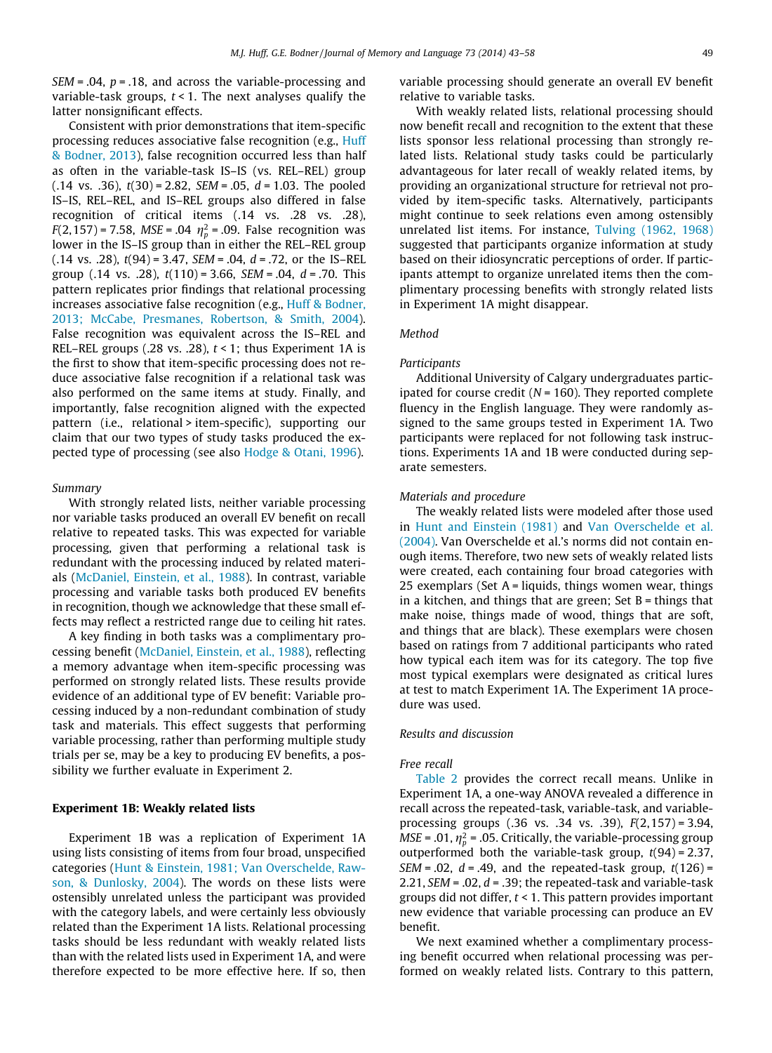$SEM = .04$, $p = .18$, and across the variable-processing and variable-task groups, $t < 1$. The next analyses qualify the latter nonsignificant effects.

Consistent with prior demonstrations that item-specific processing reduces associative false recognition (e.g., Huff & Bodner, 2013), false recognition occurred less than half as often in the variable-task IS–IS (vs. REL–REL) group (.14 vs. .36), $t(30) = 2.82$, $SEM = .05$, $d = 1.03$. The pooled IS–IS, REL–REL, and IS–REL groups also differed in false recognition of critical items (.14 vs. .28 vs. .28), $F(2,157) = 7.58$, $MSE = .04$ $\eta_p^2 = .09$. False recognition was lower in the IS–IS group than in either the REL–REL group (.14 vs. .28), $t(94) = 3.47$, $SEM = .04$, $d = .72$, or the IS–REL group (.14 vs. .28), $t(110) = 3.66$, $SEM = .04$, $d = .70$. This pattern replicates prior findings that relational processing increases associative false recognition (e.g., Huff & Bodner, 2013; McCabe, Presmanes, Robertson, & Smith, 2004). False recognition was equivalent across the IS–REL and REL–REL groups (.28 vs. .28), $t < 1$; thus Experiment 1A is the first to show that item-specific processing does not reduce associative false recognition if a relational task was also performed on the same items at study. Finally, and importantly, false recognition aligned with the expected pattern (i.e., relational > item-specific), supporting our claim that our two types of study tasks produced the expected type of processing (see also Hodge & Otani, 1996).

*Summary*

With strongly related lists, neither variable processing nor variable tasks produced an overall EV benefit on recall relative to repeated tasks. This was expected for variable processing, given that performing a relational task is redundant with the processing induced by related materials (McDaniel, Einstein, et al., 1988). In contrast, variable processing and variable tasks both produced EV benefits in recognition, though we acknowledge that these small effects may reflect a restricted range due to ceiling hit rates.

A key finding in both tasks was a complimentary processing benefit (McDaniel, Einstein, et al., 1988), reflecting a memory advantage when item-specific processing was performed on strongly related lists. These results provide evidence of an additional type of EV benefit: Variable processing induced by a non-redundant combination of study task and materials. This effect suggests that performing variable processing, rather than performing multiple study trials per se, may be a key to producing EV benefits, a possibility we further evaluate in Experiment 2.

## Experiment 1B: Weakly related lists

Experiment 1B was a replication of Experiment 1A using lists consisting of items from four broad, unspecified categories (Hunt & Einstein, 1981; Van Overschelde, Rawson, & Dunlosky, 2004). The words on these lists were ostensibly unrelated unless the participant was provided with the category labels, and were certainly less obviously related than the Experiment 1A lists. Relational processing tasks should be less redundant with weakly related lists than with the related lists used in Experiment 1A, and were therefore expected to be more effective here. If so, then variable processing should generate an overall EV benefit relative to variable tasks.

With weakly related lists, relational processing should now benefit recall and recognition to the extent that these lists sponsor less relational processing than strongly related lists. Relational study tasks could be particularly advantageous for later recall of weakly related items, by providing an organizational structure for retrieval not provided by item-specific tasks. Alternatively, participants might continue to seek relations even among ostensibly unrelated list items. For instance, Tulving (1962, 1968) suggested that participants organize information at study based on their idiosyncratic perceptions of order. If participants attempt to organize unrelated items then the complimentary processing benefits with strongly related lists in Experiment 1A might disappear.

### Method

*Participants*

Additional University of Calgary undergraduates participated for course credit ($N = 160$). They reported complete fluency in the English language. They were randomly assigned to the same groups tested in Experiment 1A. Two participants were replaced for not following task instructions. Experiments 1A and 1B were conducted during separate semesters.

*Materials and procedure*

The weakly related lists were modeled after those used in Hunt and Einstein (1981) and Van Overschelde et al. (2004). Van Overschelde et al.'s norms did not contain enough items. Therefore, two new sets of weakly related lists were created, each containing four broad categories with 25 exemplars (Set A = liquids, things women wear, things in a kitchen, and things that are green; Set B = things that make noise, things made of wood, things that are soft, and things that are black). These exemplars were chosen based on ratings from 7 additional participants who rated how typical each item was for its category. The top five most typical exemplars were designated as critical lures at test to match Experiment 1A. The Experiment 1A procedure was used.

### Results and discussion

*Free recall*

Table 2 provides the correct recall means. Unlike in Experiment 1A, a one-way ANOVA revealed a difference in recall across the repeated-task, variable-task, and variable-processing groups (.36 vs. .34 vs. .39), $F(2,157) = 3.94$, $MSE = .01$, $\eta_p^2 = .05$. Critically, the variable-processing group outperformed both the variable-task group, $t(94) = 2.37$, $SEM = .02$, $d = .49$, and the repeated-task group, $t(126) = 2.21$, $SEM = .02$, $d = .39$; the repeated-task and variable-task groups did not differ, $t < 1$. This pattern provides important new evidence that variable processing can produce an EV benefit.

We next examined whether a complimentary processing benefit occurred when relational processing was performed on weakly related lists. Contrary to this pattern,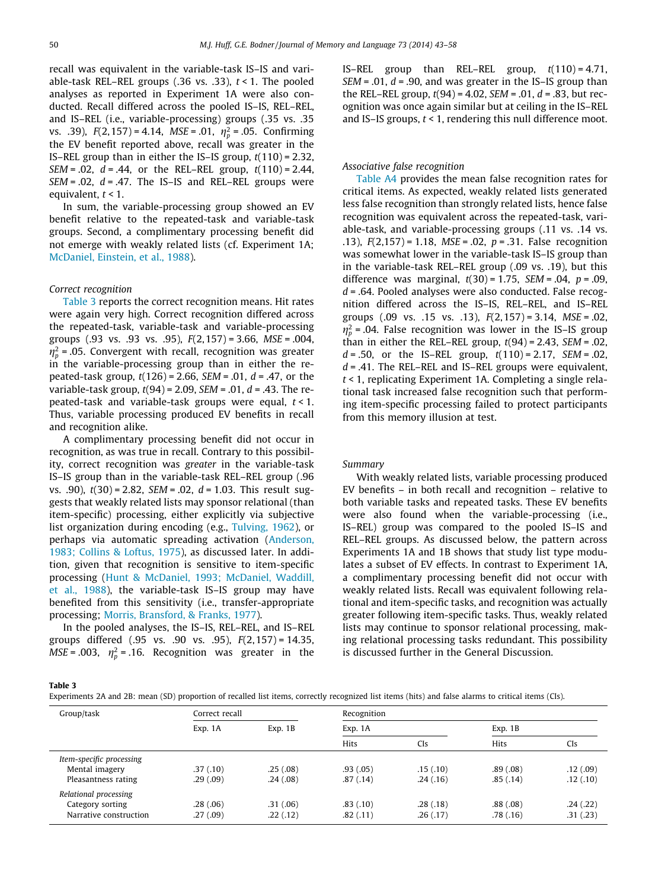recall was equivalent in the variable-task IS–IS and variable-task REL–REL groups (.36 vs. .33), $t < 1$. The pooled analyses as reported in Experiment 1A were also conducted. Recall differed across the pooled IS–IS, REL–REL, and IS–REL (i.e., variable-processing) groups (.35 vs. .35 vs. .39), $F(2,157) = 4.14$, $MSE = .01$, $\eta_p^2 = .05$. Confirming the EV benefit reported above, recall was greater in the IS–REL group than in either the IS–IS group, $t(110) = 2.32$, $SEM = .02$, $d = .44$, or the REL–REL group, $t(110) = 2.44$, $SEM = .02$, $d = .47$. The IS–IS and REL–REL groups were equivalent, $t < 1$.

In sum, the variable-processing group showed an EV benefit relative to the repeated-task and variable-task groups. Second, a complimentary processing benefit did not emerge with weakly related lists (cf. Experiment 1A; McDaniel, Einstein, et al., 1988).

#### Correct recognition

Table 3 reports the correct recognition means. Hit rates were again very high. Correct recognition differed across the repeated-task, variable-task and variable-processing groups (.93 vs. .93 vs. .95), $F(2,157) = 3.66$, $MSE = .004$, $\eta_p^2 = .05$. Convergent with recall, recognition was greater in the variable-processing group than in either the repeated-task group, $t(126) = 2.66$, $SEM = .01$, $d = .47$, or the variable-task group, $t(94) = 2.09$, $SEM = .01$, $d = .43$. The repeated-task and variable-task groups were equal, $t < 1$. Thus, variable processing produced EV benefits in recall and recognition alike.

A complimentary processing benefit did not occur in recognition, as was true in recall. Contrary to this possibility, correct recognition was *greater* in the variable-task IS–IS group than in the variable-task REL–REL group (.96 vs. .90), $t(30) = 2.82$, $SEM = .02$, $d = 1.03$. This result suggests that weakly related lists may sponsor relational (than item-specific) processing, either explicitly via subjective list organization during encoding (e.g., Tulving, 1962), or perhaps via automatic spreading activation (Anderson, 1983; Collins & Loftus, 1975), as discussed later. In addition, given that recognition is sensitive to item-specific processing (Hunt & McDaniel, 1993; McDaniel, Waddill, et al., 1988), the variable-task IS–IS group may have benefited from this sensitivity (i.e., transfer-appropriate processing; Morris, Bransford, & Franks, 1977).

In the pooled analyses, the IS–IS, REL–REL, and IS–REL groups differed (.95 vs. .90 vs. .95), $F(2,157) = 14.35$, $MSE = .003$, $\eta_p^2 = .16$. Recognition was greater in the IS–REL group than REL–REL group, $t(110) = 4.71$, $SEM = .01$, $d = .90$, and was greater in the IS–IS group than the REL–REL group, $t(94) = 4.02$, $SEM = .01$, $d = .83$, but recognition was once again similar but at ceiling in the IS–REL and IS–IS groups, $t < 1$, rendering this null difference moot.

#### Associative false recognition

Table A4 provides the mean false recognition rates for critical items. As expected, weakly related lists generated less false recognition than strongly related lists, hence false recognition was equivalent across the repeated-task, variable-task, and variable-processing groups (.11 vs. .14 vs. .13), $F(2,157) = 1.18$, $MSE = .02$, $p = .31$. False recognition was somewhat lower in the variable-task IS–IS group than in the variable-task REL–REL group (.09 vs. .19), but this difference was marginal, $t(30) = 1.75$, $SEM = .04$, $p = .09$, $d = .64$. Pooled analyses were also conducted. False recognition differed across the IS–IS, REL–REL, and IS–REL groups (.09 vs. .15 vs. .13), $F(2,157) = 3.14$, $MSE = .02$, $\eta_p^2 = .04$. False recognition was lower in the IS–IS group than in either the REL–REL group, $t(94) = 2.43$, $SEM = .02$, $d = .50$, or the IS–REL group, $t(110) = 2.17$, $SEM = .02$, $d = .41$. The REL–REL and IS–REL groups were equivalent, $t < 1$, replicating Experiment 1A. Completing a single relational task increased false recognition such that performing item-specific processing failed to protect participants from this memory illusion at test.

#### Summary

With weakly related lists, variable processing produced EV benefits – in both recall and recognition – relative to both variable tasks and repeated tasks. These EV benefits were also found when the variable-processing (i.e., IS–REL) group was compared to the pooled IS–IS and REL–REL groups. As discussed below, the pattern across Experiments 1A and 1B shows that study list type modulates a subset of EV effects. In contrast to Experiment 1A, a complimentary processing benefit did not occur with weakly related lists. Recall was equivalent following relational and item-specific tasks, and recognition was actually greater following item-specific tasks. Thus, weakly related lists may continue to sponsor relational processing, making relational processing tasks redundant. This possibility is discussed further in the General Discussion.

**Table 3**
Experiments 2A and 2B: mean (SD) proportion of recalled list items, correctly recognized list items (hits) and false alarms to critical items (CIs).

| Group/task | Correct recall | | Recognition | | | |
|---|---|---|---|---|---|---|
| | Exp. 1A | Exp. 1B | Exp. 1A | | Exp. 1B | |
| | | | Hits | CIs | Hits | CIs |
| *Item-specific processing* | | | | | | |
| Mental imagery | .37 (.10) | .25 (.08) | .93 (.05) | .15 (.10) | .89 (.08) | .12 (.09) |
| Pleasantness rating | .29 (.09) | .24 (.08) | .87 (.14) | .24 (.16) | .85 (.14) | .12 (.10) |
| *Relational processing* | | | | | | |
| Category sorting | .28 (.06) | .31 (.06) | .83 (.10) | .28 (.18) | .88 (.08) | .24 (.22) |
| Narrative construction | .27 (.09) | .22 (.12) | .82 (.11) | .26 (.17) | .78 (.16) | .31 (.23) |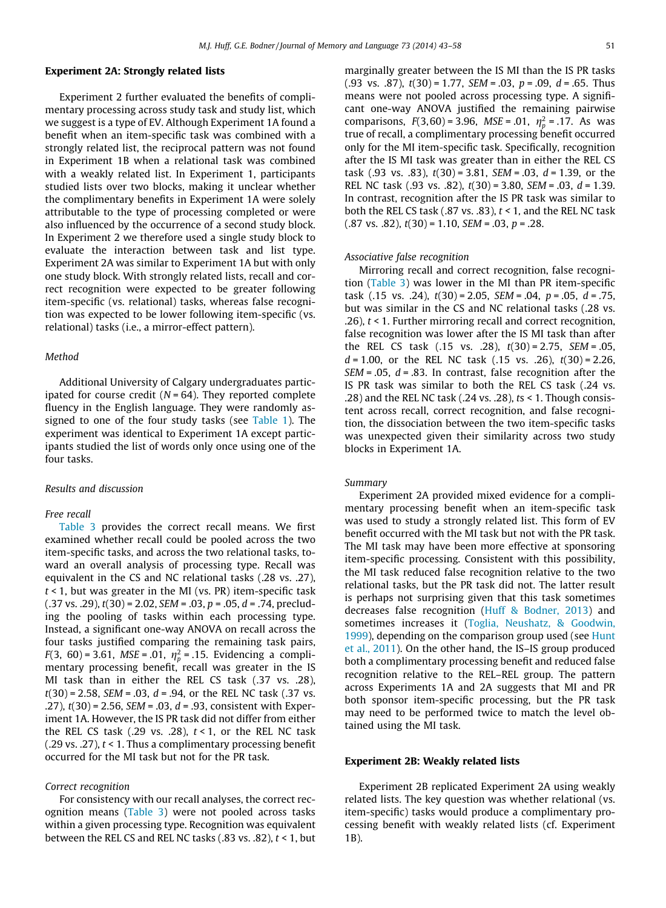## Experiment 2A: Strongly related lists

Experiment 2 further evaluated the benefits of complimentary processing across study task and study list, which we suggest is a type of EV. Although Experiment 1A found a benefit when an item-specific task was combined with a strongly related list, the reciprocal pattern was not found in Experiment 1B when a relational task was combined with a weakly related list. In Experiment 1, participants studied lists over two blocks, making it unclear whether the complimentary benefits in Experiment 1A were solely attributable to the type of processing completed or were also influenced by the occurrence of a second study block. In Experiment 2 we therefore used a single study block to evaluate the interaction between task and list type. Experiment 2A was similar to Experiment 1A but with only one study block. With strongly related lists, recall and correct recognition were expected to be greater following item-specific (vs. relational) tasks, whereas false recognition was expected to be lower following item-specific (vs. relational) tasks (i.e., a mirror-effect pattern).

### Method

Additional University of Calgary undergraduates participated for course credit ($N = 64$). They reported complete fluency in the English language. They were randomly assigned to one of the four study tasks (see Table 1). The experiment was identical to Experiment 1A except participants studied the list of words only once using one of the four tasks.

### Results and discussion

#### Free recall

Table 3 provides the correct recall means. We first examined whether recall could be pooled across the two item-specific tasks, and across the two relational tasks, toward an overall analysis of processing type. Recall was equivalent in the CS and NC relational tasks (.28 vs. .27), $t < 1$, but was greater in the MI (vs. PR) item-specific task (.37 vs. .29), $t(30) = 2.02$, $SEM = .03$, $p = .05$, $d = .74$, precluding the pooling of tasks within each processing type. Instead, a significant one-way ANOVA on recall across the four tasks justified comparing the remaining task pairs, $F(3, 60) = 3.61$, $MSE = .01$, $\eta_p^2 = .15$. Evidencing a complimentary processing benefit, recall was greater in the IS MI task than in either the REL CS task (.37 vs. .28), $t(30) = 2.58$, $SEM = .03$, $d = .94$, or the REL NC task (.37 vs. .27), $t(30) = 2.56$, $SEM = .03$, $d = .93$, consistent with Experiment 1A. However, the IS PR task did not differ from either the REL CS task (.29 vs. .28), $t < 1$, or the REL NC task (.29 vs. .27), $t < 1$. Thus a complimentary processing benefit occurred for the MI task but not for the PR task.

#### Correct recognition

For consistency with our recall analyses, the correct recognition means (Table 3) were not pooled across tasks within a given processing type. Recognition was equivalent between the REL CS and REL NC tasks (.83 vs. .82), $t < 1$, but marginally greater between the IS MI than the IS PR tasks (.93 vs. .87), $t(30) = 1.77$, $SEM = .03$, $p = .09$, $d = .65$. Thus means were not pooled across processing type. A significant one-way ANOVA justified the remaining pairwise comparisons, $F(3, 60) = 3.96$, $MSE = .01$, $\eta_p^2 = .17$. As was true of recall, a complimentary processing benefit occurred only for the MI item-specific task. Specifically, recognition after the IS MI task was greater than in either the REL CS task (.93 vs. .83), $t(30) = 3.81$, $SEM = .03$, $d = 1.39$, or the REL NC task (.93 vs. .82), $t(30) = 3.80$, $SEM = .03$, $d = 1.39$. In contrast, recognition after the IS PR task was similar to both the REL CS task (.87 vs. .83), $t < 1$, and the REL NC task (.87 vs. .82), $t(30) = 1.10$, $SEM = .03$, $p = .28$.

#### Associative false recognition

Mirroring recall and correct recognition, false recognition (Table 3) was lower in the MI than PR item-specific task (.15 vs. .24), $t(30) = 2.05$, $SEM = .04$, $p = .05$, $d = .75$, but was similar in the CS and NC relational tasks (.28 vs. .26), $t < 1$. Further mirroring recall and correct recognition, false recognition was lower after the IS MI task than after the REL CS task (.15 vs. .28), $t(30) = 2.75$, $SEM = .05$, $d = 1.00$, or the REL NC task (.15 vs. .26), $t(30) = 2.26$, $SEM = .05$, $d = .83$. In contrast, false recognition after the IS PR task was similar to both the REL CS task (.24 vs. .28) and the REL NC task (.24 vs. .28), $ts < 1$. Though consistent across recall, correct recognition, and false recognition, the dissociation between the two item-specific tasks was unexpected given their similarity across two study blocks in Experiment 1A.

#### Summary

Experiment 2A provided mixed evidence for a complimentary processing benefit when an item-specific task was used to study a strongly related list. This form of EV benefit occurred with the MI task but not with the PR task. The MI task may have been more effective at sponsoring item-specific processing. Consistent with this possibility, the MI task reduced false recognition relative to the two relational tasks, but the PR task did not. The latter result is perhaps not surprising given that this task sometimes decreases false recognition (Huff & Bodner, 2013) and sometimes increases it (Toglia, Neushatz, & Goodwin, 1999), depending on the comparison group used (see Hunt et al., 2011). On the other hand, the IS–IS group produced both a complimentary processing benefit and reduced false recognition relative to the REL–REL group. The pattern across Experiments 1A and 2A suggests that MI and PR both sponsor item-specific processing, but the PR task may need to be performed twice to match the level obtained using the MI task.

## Experiment 2B: Weakly related lists

Experiment 2B replicated Experiment 2A using weakly related lists. The key question was whether relational (vs. item-specific) tasks would produce a complimentary processing benefit with weakly related lists (cf. Experiment 1B).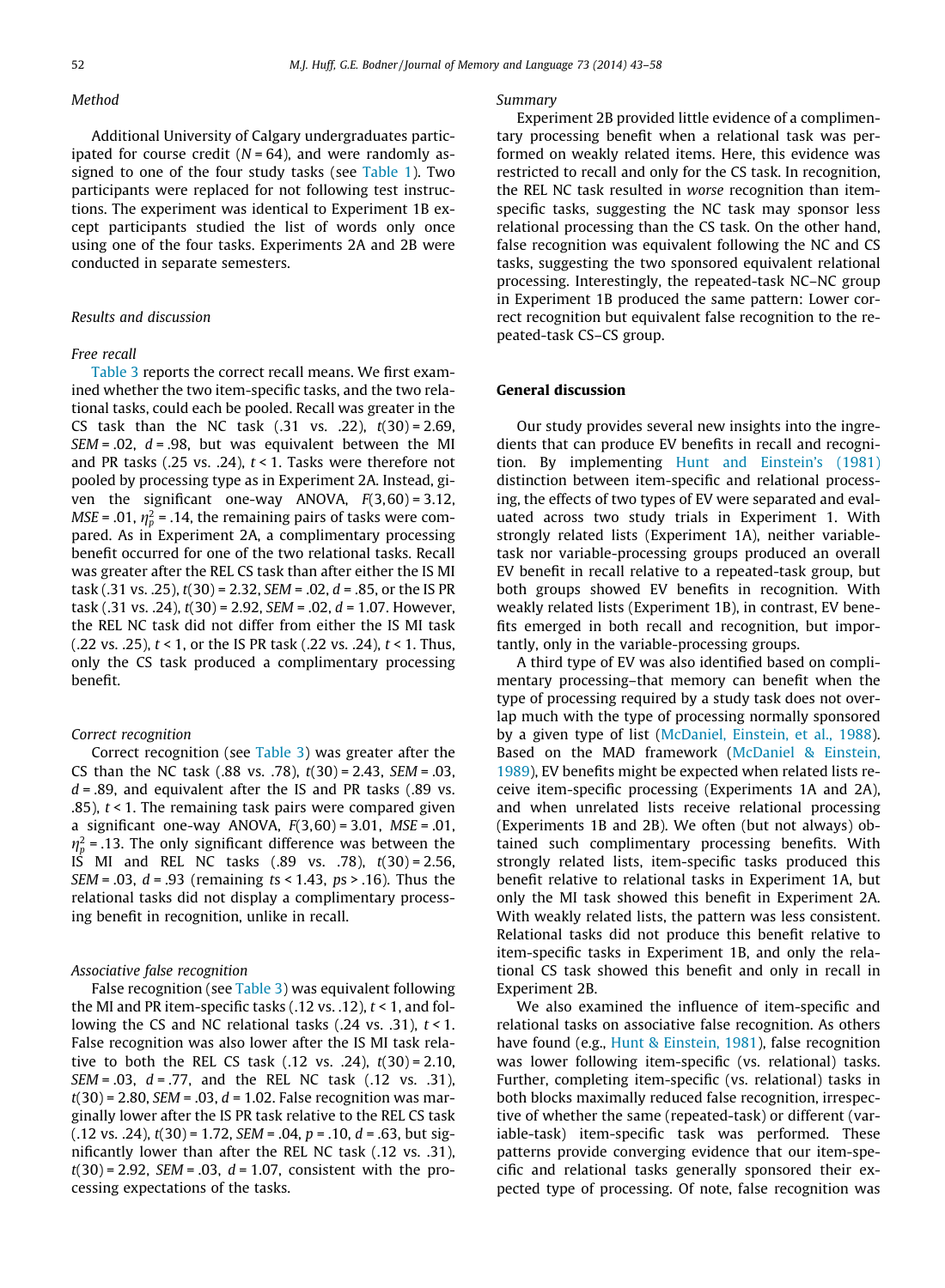### Method

Additional University of Calgary undergraduates participated for course credit ($N = 64$), and were randomly assigned to one of the four study tasks (see Table 1). Two participants were replaced for not following test instructions. The experiment was identical to Experiment 1B except participants studied the list of words only once using one of the four tasks. Experiments 2A and 2B were conducted in separate semesters.

### Results and discussion

#### Free recall

Table 3 reports the correct recall means. We first examined whether the two item-specific tasks, and the two relational tasks, could each be pooled. Recall was greater in the CS task than the NC task (.31 vs. .22), $t(30) = 2.69$, $SEM = .02$, $d = .98$, but was equivalent between the MI and PR tasks (.25 vs. .24), $t < 1$. Tasks were therefore not pooled by processing type as in Experiment 2A. Instead, given the significant one-way ANOVA, $F(3,60) = 3.12$, $MSE = .01$, $\eta_p^2 = .14$, the remaining pairs of tasks were compared. As in Experiment 2A, a complimentary processing benefit occurred for one of the two relational tasks. Recall was greater after the REL CS task than after either the IS MI task (.31 vs. .25), $t(30) = 2.32$, $SEM = .02$, $d = .85$, or the IS PR task (.31 vs. .24), $t(30) = 2.92$, $SEM = .02$, $d = 1.07$. However, the REL NC task did not differ from either the IS MI task (.22 vs. .25), $t < 1$, or the IS PR task (.22 vs. .24), $t < 1$. Thus, only the CS task produced a complimentary processing benefit.

#### Correct recognition

Correct recognition (see Table 3) was greater after the CS than the NC task (.88 vs. .78), $t(30) = 2.43$, $SEM = .03$, $d = .89$, and equivalent after the IS and PR tasks (.89 vs. .85), $t < 1$. The remaining task pairs were compared given a significant one-way ANOVA, $F(3,60) = 3.01$, $MSE = .01$, $\eta_p^2 = .13$. The only significant difference was between the IS MI and REL NC tasks (.89 vs. .78), $t(30) = 2.56$, $SEM = .03$, $d = .93$ (remaining $ts < 1.43$, $ps > .16$). Thus the relational tasks did not display a complimentary processing benefit in recognition, unlike in recall.

#### Associative false recognition

False recognition (see Table 3) was equivalent following the MI and PR item-specific tasks (.12 vs. .12), $t < 1$, and following the CS and NC relational tasks (.24 vs. .31), $t < 1$. False recognition was also lower after the IS MI task relative to both the REL CS task (.12 vs. .24), $t(30) = 2.10$, $SEM = .03$, $d = .77$, and the REL NC task (.12 vs. .31), $t(30) = 2.80$, $SEM = .03$, $d = 1.02$. False recognition was marginally lower after the IS PR task relative to the REL CS task (.12 vs. .24), $t(30) = 1.72$, $SEM = .04$, $p = .10$, $d = .63$, but significantly lower than after the REL NC task (.12 vs. .31), $t(30) = 2.92$, $SEM = .03$, $d = 1.07$, consistent with the processing expectations of the tasks.

#### Summary

Experiment 2B provided little evidence of a complimentary processing benefit when a relational task was performed on weakly related items. Here, this evidence was restricted to recall and only for the CS task. In recognition, the REL NC task resulted in *worse* recognition than item-specific tasks, suggesting the NC task may sponsor less relational processing than the CS task. On the other hand, false recognition was equivalent following the NC and CS tasks, suggesting the two sponsored equivalent relational processing. Interestingly, the repeated-task NC–NC group in Experiment 1B produced the same pattern: Lower correct recognition but equivalent false recognition to the repeated-task CS–CS group.

## General discussion

Our study provides several new insights into the ingredients that can produce EV benefits in recall and recognition. By implementing Hunt and Einstein's (1981) distinction between item-specific and relational processing, the effects of two types of EV were separated and evaluated across two study trials in Experiment 1. With strongly related lists (Experiment 1A), neither variable-task nor variable-processing groups produced an overall EV benefit in recall relative to a repeated-task group, but both groups showed EV benefits in recognition. With weakly related lists (Experiment 1B), in contrast, EV benefits emerged in both recall and recognition, but importantly, only in the variable-processing groups.

A third type of EV was also identified based on complimentary processing–that memory can benefit when the type of processing required by a study task does not overlap much with the type of processing normally sponsored by a given type of list (McDaniel, Einstein, et al., 1988). Based on the MAD framework (McDaniel & Einstein, 1989), EV benefits might be expected when related lists receive item-specific processing (Experiments 1A and 2A), and when unrelated lists receive relational processing (Experiments 1B and 2B). We often (but not always) obtained such complimentary processing benefits. With strongly related lists, item-specific tasks produced this benefit relative to relational tasks in Experiment 1A, but only the MI task showed this benefit in Experiment 2A. With weakly related lists, the pattern was less consistent. Relational tasks did not produce this benefit relative to item-specific tasks in Experiment 1B, and only the relational CS task showed this benefit and only in recall in Experiment 2B.

We also examined the influence of item-specific and relational tasks on associative false recognition. As others have found (e.g., Hunt & Einstein, 1981), false recognition was lower following item-specific (vs. relational) tasks. Further, completing item-specific (vs. relational) tasks in both blocks maximally reduced false recognition, irrespective of whether the same (repeated-task) or different (variable-task) item-specific task was performed. These patterns provide converging evidence that our item-specific and relational tasks generally sponsored their expected type of processing. Of note, false recognition was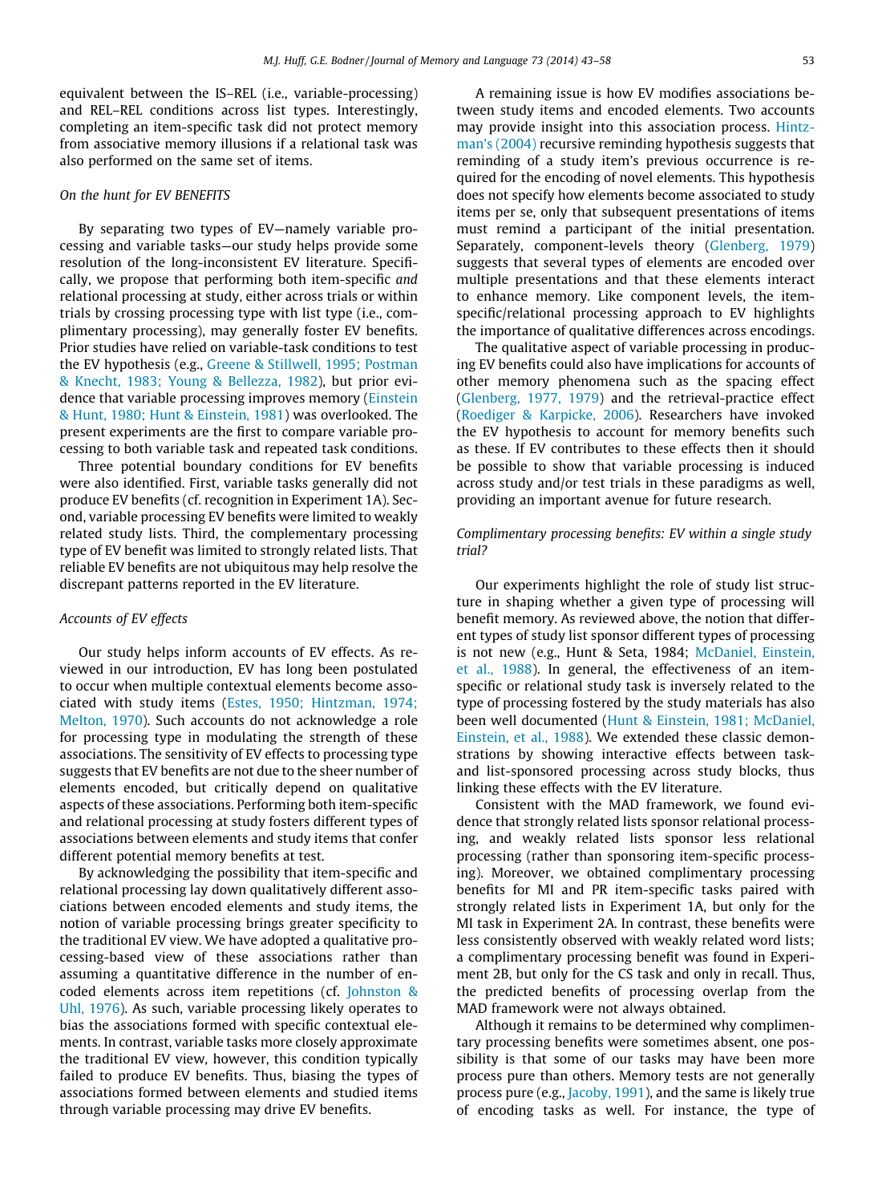equivalent between the IS–REL (i.e., variable-processing) and REL–REL conditions across list types. Interestingly, completing an item-specific task did not protect memory from associative memory illusions if a relational task was also performed on the same set of items.

### On the hunt for EV BENEFITS

By separating two types of EV—namely variable processing and variable tasks—our study helps provide some resolution of the long-inconsistent EV literature. Specifically, we propose that performing both item-specific *and* relational processing at study, either across trials or within trials by crossing processing type with list type (i.e., complimentary processing), may generally foster EV benefits. Prior studies have relied on variable-task conditions to test the EV hypothesis (e.g., Greene & Stillwell, 1995; Postman & Knecht, 1983; Young & Bellezza, 1982), but prior evidence that variable processing improves memory (Einstein & Hunt, 1980; Hunt & Einstein, 1981) was overlooked. The present experiments are the first to compare variable processing to both variable task and repeated task conditions.

Three potential boundary conditions for EV benefits were also identified. First, variable tasks generally did not produce EV benefits (cf. recognition in Experiment 1A). Second, variable processing EV benefits were limited to weakly related study lists. Third, the complementary processing type of EV benefit was limited to strongly related lists. That reliable EV benefits are not ubiquitous may help resolve the discrepant patterns reported in the EV literature.

### Accounts of EV effects

Our study helps inform accounts of EV effects. As reviewed in our introduction, EV has long been postulated to occur when multiple contextual elements become associated with study items (Estes, 1950; Hintzman, 1974; Melton, 1970). Such accounts do not acknowledge a role for processing type in modulating the strength of these associations. The sensitivity of EV effects to processing type suggests that EV benefits are not due to the sheer number of elements encoded, but critically depend on qualitative aspects of these associations. Performing both item-specific and relational processing at study fosters different types of associations between elements and study items that confer different potential memory benefits at test.

By acknowledging the possibility that item-specific and relational processing lay down qualitatively different associations between encoded elements and study items, the notion of variable processing brings greater specificity to the traditional EV view. We have adopted a qualitative processing-based view of these associations rather than assuming a quantitative difference in the number of encoded elements across item repetitions (cf. Johnston & Uhl, 1976). As such, variable processing likely operates to bias the associations formed with specific contextual elements. In contrast, variable tasks more closely approximate the traditional EV view, however, this condition typically failed to produce EV benefits. Thus, biasing the types of associations formed between elements and studied items through variable processing may drive EV benefits.

A remaining issue is how EV modifies associations between study items and encoded elements. Two accounts may provide insight into this association process. Hintzman's (2004) recursive reminding hypothesis suggests that reminding of a study item's previous occurrence is required for the encoding of novel elements. This hypothesis does not specify how elements become associated to study items per se, only that subsequent presentations of items must remind a participant of the initial presentation. Separately, component-levels theory (Glenberg, 1979) suggests that several types of elements are encoded over multiple presentations and that these elements interact to enhance memory. Like component levels, the item-specific/relational processing approach to EV highlights the importance of qualitative differences across encodings.

The qualitative aspect of variable processing in producing EV benefits could also have implications for accounts of other memory phenomena such as the spacing effect (Glenberg, 1977, 1979) and the retrieval-practice effect (Roediger & Karpicke, 2006). Researchers have invoked the EV hypothesis to account for memory benefits such as these. If EV contributes to these effects then it should be possible to show that variable processing is induced across study and/or test trials in these paradigms as well, providing an important avenue for future research.

### Complimentary processing benefits: EV within a single study trial?

Our experiments highlight the role of study list structure in shaping whether a given type of processing will benefit memory. As reviewed above, the notion that different types of study list sponsor different types of processing is not new (e.g., Hunt & Seta, 1984; McDaniel, Einstein, et al., 1988). In general, the effectiveness of an item-specific or relational study task is inversely related to the type of processing fostered by the study materials has also been well documented (Hunt & Einstein, 1981; McDaniel, Einstein, et al., 1988). We extended these classic demonstrations by showing interactive effects between task- and list-sponsored processing across study blocks, thus linking these effects with the EV literature.

Consistent with the MAD framework, we found evidence that strongly related lists sponsor relational processing, and weakly related lists sponsor less relational processing (rather than sponsoring item-specific processing). Moreover, we obtained complimentary processing benefits for MI and PR item-specific tasks paired with strongly related lists in Experiment 1A, but only for the MI task in Experiment 2A. In contrast, these benefits were less consistently observed with weakly related word lists; a complimentary processing benefit was found in Experiment 2B, but only for the CS task and only in recall. Thus, the predicted benefits of processing overlap from the MAD framework were not always obtained.

Although it remains to be determined why complimentary processing benefits were sometimes absent, one possibility is that some of our tasks may have been more process pure than others. Memory tests are not generally process pure (e.g., Jacoby, 1991), and the same is likely true of encoding tasks as well. For instance, the type of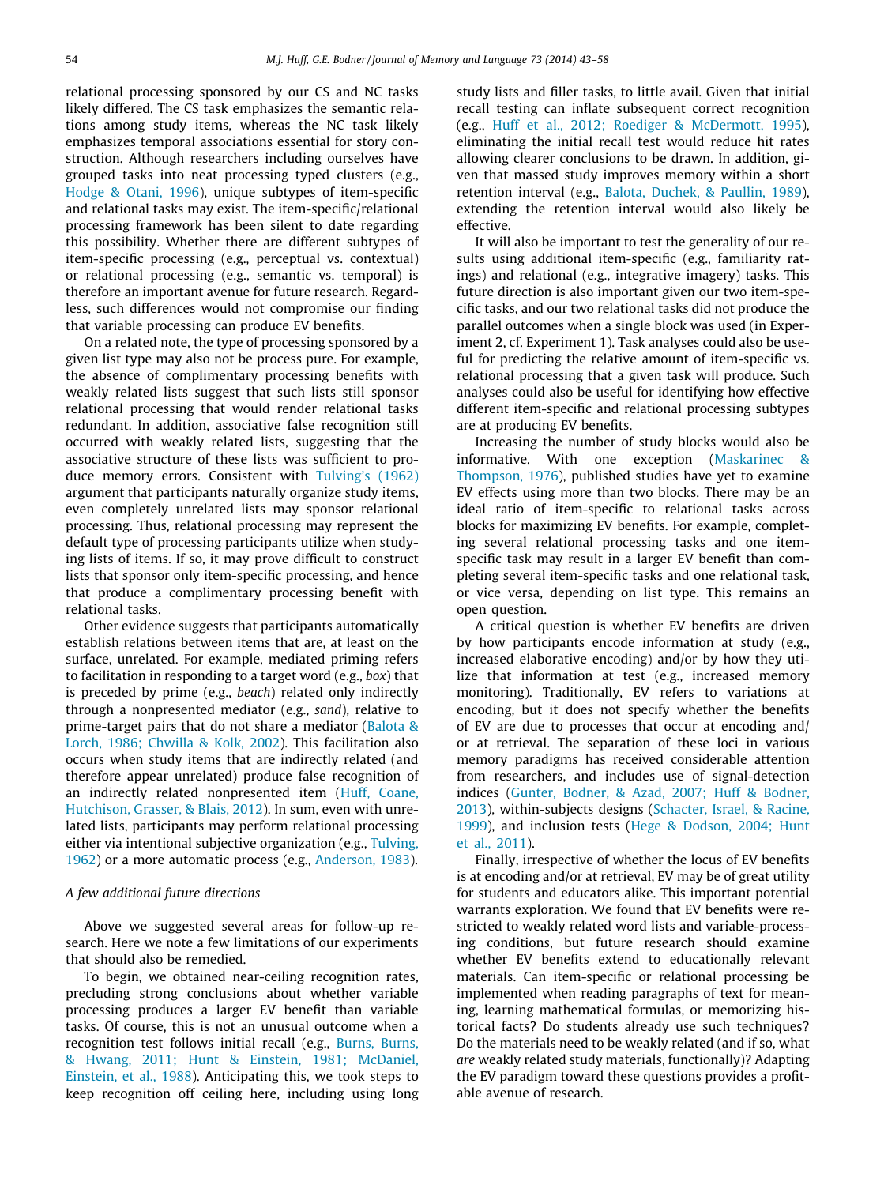relational processing sponsored by our CS and NC tasks likely differed. The CS task emphasizes the semantic relations among study items, whereas the NC task likely emphasizes temporal associations essential for story construction. Although researchers including ourselves have grouped tasks into neat processing typed clusters (e.g., Hodge & Otani, 1996), unique subtypes of item-specific and relational tasks may exist. The item-specific/relational processing framework has been silent to date regarding this possibility. Whether there are different subtypes of item-specific processing (e.g., perceptual vs. contextual) or relational processing (e.g., semantic vs. temporal) is therefore an important avenue for future research. Regardless, such differences would not compromise our finding that variable processing can produce EV benefits.

On a related note, the type of processing sponsored by a given list type may also not be process pure. For example, the absence of complimentary processing benefits with weakly related lists suggest that such lists still sponsor relational processing that would render relational tasks redundant. In addition, associative false recognition still occurred with weakly related lists, suggesting that the associative structure of these lists was sufficient to produce memory errors. Consistent with Tulving's (1962) argument that participants naturally organize study items, even completely unrelated lists may sponsor relational processing. Thus, relational processing may represent the default type of processing participants utilize when studying lists of items. If so, it may prove difficult to construct lists that sponsor only item-specific processing, and hence that produce a complimentary processing benefit with relational tasks.

Other evidence suggests that participants automatically establish relations between items that are, at least on the surface, unrelated. For example, mediated priming refers to facilitation in responding to a target word (e.g., *box*) that is preceded by prime (e.g., *beach*) related only indirectly through a nonpresented mediator (e.g., *sand*), relative to prime-target pairs that do not share a mediator (Balota & Lorch, 1986; Chwilla & Kolk, 2002). This facilitation also occurs when study items that are indirectly related (and therefore appear unrelated) produce false recognition of an indirectly related nonpresented item (Huff, Coane, Hutchison, Grasser, & Blais, 2012). In sum, even with unrelated lists, participants may perform relational processing either via intentional subjective organization (e.g., Tulving, 1962) or a more automatic process (e.g., Anderson, 1983).

### A few additional future directions

Above we suggested several areas for follow-up research. Here we note a few limitations of our experiments that should also be remedied.

To begin, we obtained near-ceiling recognition rates, precluding strong conclusions about whether variable processing produces a larger EV benefit than variable tasks. Of course, this is not an unusual outcome when a recognition test follows initial recall (e.g., Burns, Burns, & Hwang, 2011; Hunt & Einstein, 1981; McDaniel, Einstein, et al., 1988). Anticipating this, we took steps to keep recognition off ceiling here, including using long study lists and filler tasks, to little avail. Given that initial recall testing can inflate subsequent correct recognition (e.g., Huff et al., 2012; Roediger & McDermott, 1995), eliminating the initial recall test would reduce hit rates allowing clearer conclusions to be drawn. In addition, given that massed study improves memory within a short retention interval (e.g., Balota, Duchek, & Paullin, 1989), extending the retention interval would also likely be effective.

It will also be important to test the generality of our results using additional item-specific (e.g., familiarity ratings) and relational (e.g., integrative imagery) tasks. This future direction is also important given our two item-specific tasks, and our two relational tasks did not produce the parallel outcomes when a single block was used (in Experiment 2, cf. Experiment 1). Task analyses could also be useful for predicting the relative amount of item-specific vs. relational processing that a given task will produce. Such analyses could also be useful for identifying how effective different item-specific and relational processing subtypes are at producing EV benefits.

Increasing the number of study blocks would also be informative. With one exception (Maskarinec & Thompson, 1976), published studies have yet to examine EV effects using more than two blocks. There may be an ideal ratio of item-specific to relational tasks across blocks for maximizing EV benefits. For example, completing several relational processing tasks and one item-specific task may result in a larger EV benefit than completing several item-specific tasks and one relational task, or vice versa, depending on list type. This remains an open question.

A critical question is whether EV benefits are driven by how participants encode information at study (e.g., increased elaborative encoding) and/or by how they utilize that information at test (e.g., increased memory monitoring). Traditionally, EV refers to variations at encoding, but it does not specify whether the benefits of EV are due to processes that occur at encoding and/or at retrieval. The separation of these loci in various memory paradigms has received considerable attention from researchers, and includes use of signal-detection indices (Gunter, Bodner, & Azad, 2007; Huff & Bodner, 2013), within-subjects designs (Schacter, Israel, & Racine, 1999), and inclusion tests (Hege & Dodson, 2004; Hunt et al., 2011).

Finally, irrespective of whether the locus of EV benefits is at encoding and/or at retrieval, EV may be of great utility for students and educators alike. This important potential warrants exploration. We found that EV benefits were restricted to weakly related word lists and variable-processing conditions, but future research should examine whether EV benefits extend to educationally relevant materials. Can item-specific or relational processing be implemented when reading paragraphs of text for meaning, learning mathematical formulas, or memorizing historical facts? Do students already use such techniques? Do the materials need to be weakly related (and if so, what *are* weakly related study materials, functionally)? Adapting the EV paradigm toward these questions provides a profitable avenue of research.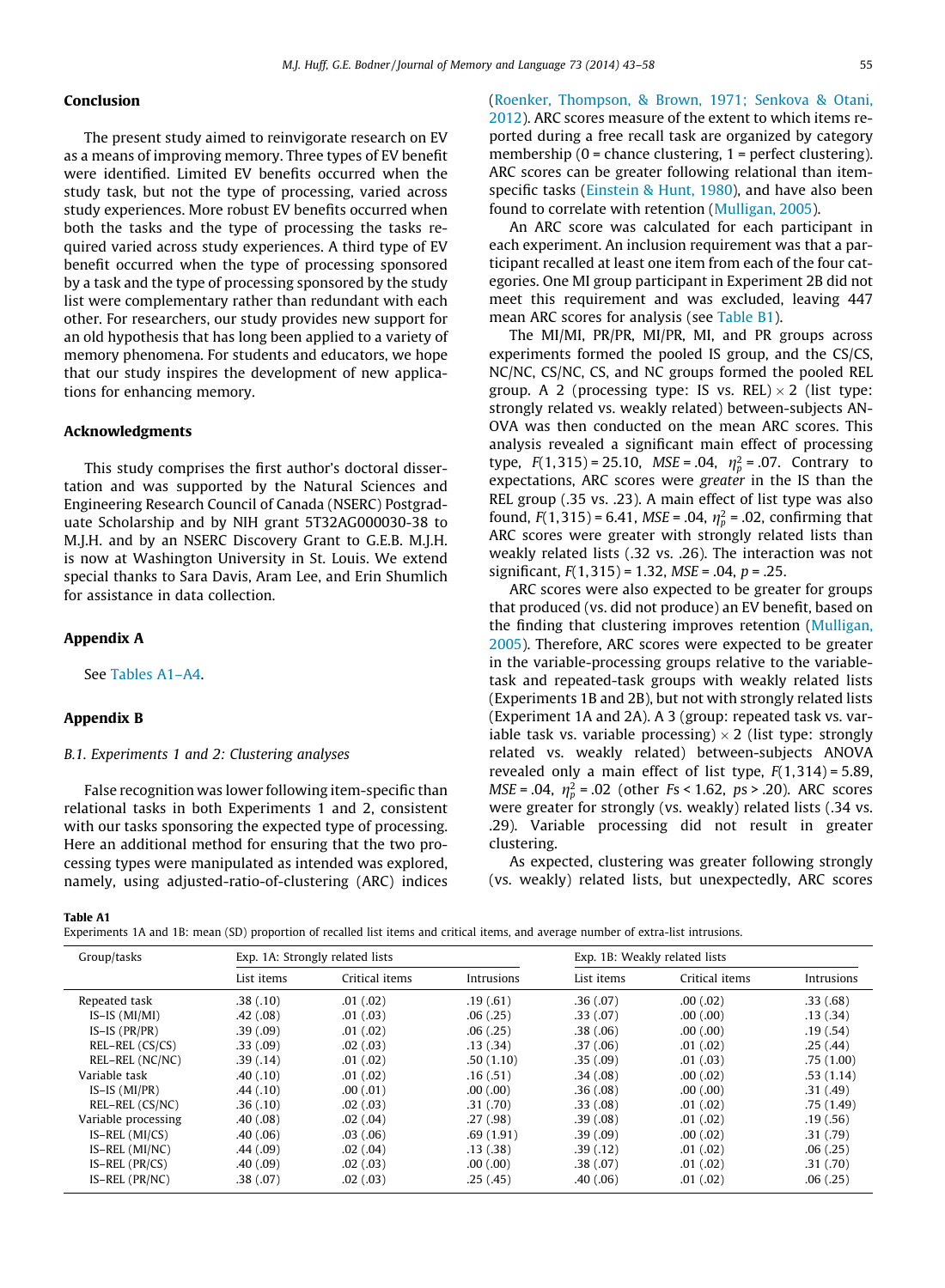## Conclusion

The present study aimed to reinvigorate research on EV as a means of improving memory. Three types of EV benefit were identified. Limited EV benefits occurred when the study task, but not the type of processing, varied across study experiences. More robust EV benefits occurred when both the tasks and the type of processing the tasks required varied across study experiences. A third type of EV benefit occurred when the type of processing sponsored by a task and the type of processing sponsored by the study list were complementary rather than redundant with each other. For researchers, our study provides new support for an old hypothesis that has long been applied to a variety of memory phenomena. For students and educators, we hope that our study inspires the development of new applications for enhancing memory.

## Acknowledgments

This study comprises the first author's doctoral dissertation and was supported by the Natural Sciences and Engineering Research Council of Canada (NSERC) Postgraduate Scholarship and by NIH grant 5T32AG000030-38 to M.J.H. and by an NSERC Discovery Grant to G.E.B. M.J.H. is now at Washington University in St. Louis. We extend special thanks to Sara Davis, Aram Lee, and Erin Shumlich for assistance in data collection.

## Appendix A

See Tables A1–A4.

## Appendix B

### B.1. Experiments 1 and 2: Clustering analyses

False recognition was lower following item-specific than relational tasks in both Experiments 1 and 2, consistent with our tasks sponsoring the expected type of processing. Here an additional method for ensuring that the two processing types were manipulated as intended was explored, namely, using adjusted-ratio-of-clustering (ARC) indices (Roenker, Thompson, & Brown, 1971; Senkova & Otani, 2012). ARC scores measure of the extent to which items reported during a free recall task are organized by category membership (0 = chance clustering, 1 = perfect clustering). ARC scores can be greater following relational than item-specific tasks (Einstein & Hunt, 1980), and have also been found to correlate with retention (Mulligan, 2005).

An ARC score was calculated for each participant in each experiment. An inclusion requirement was that a participant recalled at least one item from each of the four categories. One MI group participant in Experiment 2B did not meet this requirement and was excluded, leaving 447 mean ARC scores for analysis (see Table B1).

The MI/MI, PR/PR, MI/PR, MI, and PR groups across experiments formed the pooled IS group, and the CS/CS, NC/NC, CS/NC, CS, and NC groups formed the pooled REL group. A 2 (processing type: IS vs. REL) × 2 (list type: strongly related vs. weakly related) between-subjects ANOVA was then conducted on the mean ARC scores. This analysis revealed a significant main effect of processing type, $F(1,315) = 25.10$, $MSE = .04$, $\eta_p^2 = .07$. Contrary to expectations, ARC scores were *greater* in the IS than the REL group (.35 vs. .23). A main effect of list type was also found, $F(1,315) = 6.41$, $MSE = .04$, $\eta_p^2 = .02$, confirming that ARC scores were greater with strongly related lists than weakly related lists (.32 vs. .26). The interaction was not significant, $F(1,315) = 1.32$, $MSE = .04$, $p = .25$.

ARC scores were also expected to be greater for groups that produced (vs. did not produce) an EV benefit, based on the finding that clustering improves retention (Mulligan, 2005). Therefore, ARC scores were expected to be greater in the variable-processing groups relative to the variable-task and repeated-task groups with weakly related lists (Experiments 1B and 2B), but not with strongly related lists (Experiment 1A and 2A). A 3 (group: repeated task vs. variable task vs. variable processing) × 2 (list type: strongly related vs. weakly related) between-subjects ANOVA revealed only a main effect of list type, $F(1,314) = 5.89$, $MSE = .04$, $\eta_p^2 = .02$ (other $Fs < 1.62$, $ps > .20$). ARC scores were greater for strongly (vs. weakly) related lists (.34 vs. .29). Variable processing did not result in greater clustering.

As expected, clustering was greater following strongly (vs. weakly) related lists, but unexpectedly, ARC scores

**Table A1**
Experiments 1A and 1B: mean (SD) proportion of recalled list items and critical items, and average number of extra-list intrusions.

| Group/tasks | Exp. 1A: Strongly related lists | | | Exp. 1B: Weakly related lists | | |
|---|---|---|---|---|---|---|
| | List items | Critical items | Intrusions | List items | Critical items | Intrusions |
| Repeated task | .38 (.10) | .01 (.02) | .19 (.61) | .36 (.07) | .00 (.02) | .33 (.68) |
| IS–IS (MI/MI) | .42 (.08) | .01 (.03) | .06 (.25) | .33 (.07) | .00 (.00) | .13 (.34) |
| IS–IS (PR/PR) | .39 (.09) | .01 (.02) | .06 (.25) | .38 (.06) | .00 (.00) | .19 (.54) |
| REL–REL (CS/CS) | .33 (.09) | .02 (.03) | .13 (.34) | .37 (.06) | .01 (.02) | .25 (.44) |
| REL–REL (NC/NC) | .39 (.14) | .01 (.02) | .50 (1.10) | .35 (.09) | .01 (.03) | .75 (1.00) |
| Variable task | .40 (.10) | .01 (.02) | .16 (.51) | .34 (.08) | .00 (.02) | .53 (1.14) |
| IS–IS (MI/PR) | .44 (.10) | .00 (.01) | .00 (.00) | .36 (.08) | .00 (.00) | .31 (.49) |
| REL–REL (CS/NC) | .36 (.10) | .02 (.03) | .31 (.70) | .33 (.08) | .01 (.02) | .75 (1.49) |
| Variable processing | .40 (.08) | .02 (.04) | .27 (.98) | .39 (.08) | .01 (.02) | .19 (.56) |
| IS–REL (MI/CS) | .40 (.06) | .03 (.06) | .69 (1.91) | .39 (.09) | .00 (.02) | .31 (.79) |
| IS–REL (MI/NC) | .44 (.09) | .02 (.04) | .13 (.38) | .39 (.12) | .01 (.02) | .06 (.25) |
| IS–REL (PR/CS) | .40 (.09) | .02 (.03) | .00 (.00) | .38 (.07) | .01 (.02) | .31 (.70) |
| IS–REL (PR/NC) | .38 (.07) | .02 (.03) | .25 (.45) | .40 (.06) | .01 (.02) | .06 (.25) |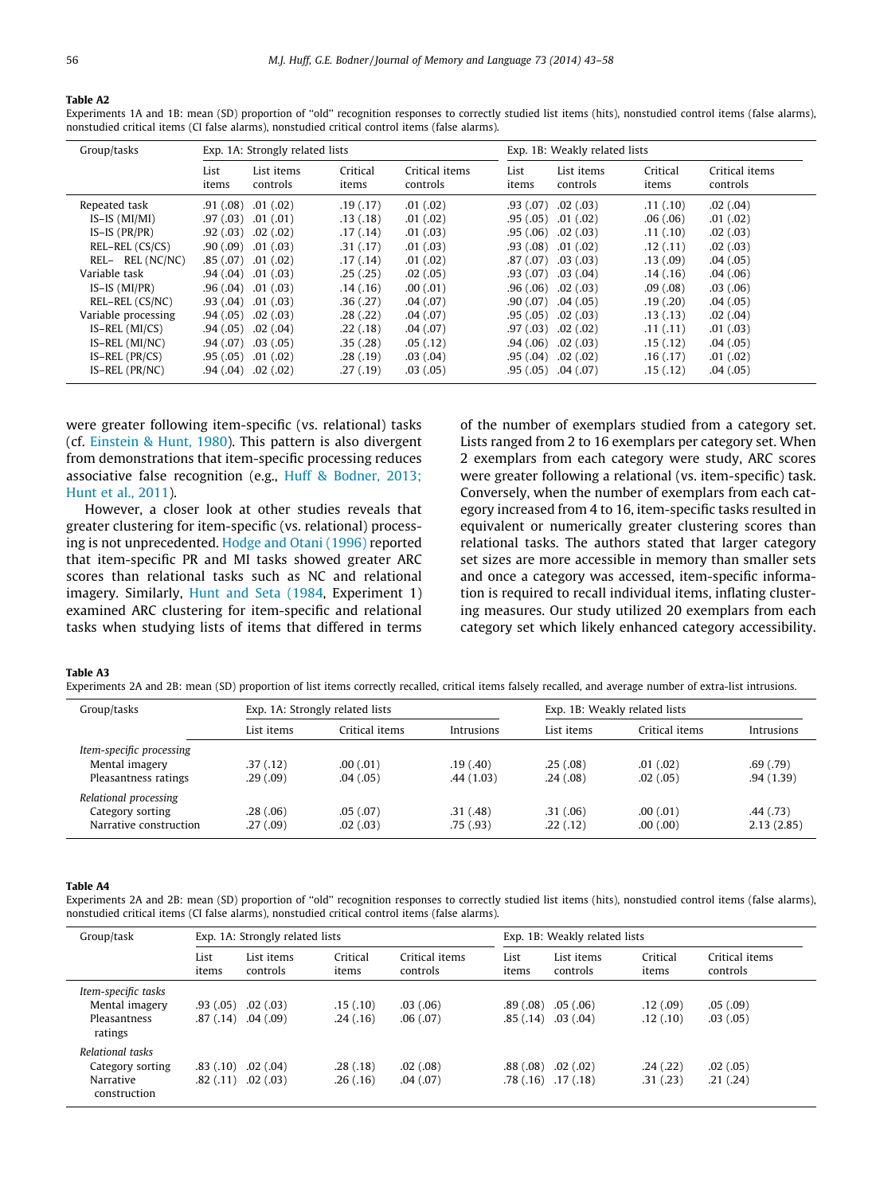**Table A2**
Experiments 1A and 1B: mean (SD) proportion of "old" recognition responses to correctly studied list items (hits), nonstudied control items (false alarms), nonstudied critical items (CI false alarms), nonstudied critical control items (false alarms).

| Group/tasks | Exp. 1A: Strongly related lists | | | | Exp. 1B: Weakly related lists | | | |
|---|---|---|---|---|---|---|---|---|
| | List items | List items controls | Critical items | Critical items controls | List items | List items controls | Critical items | Critical items controls |
| Repeated task | .91 (.08) | .01 (.02) | .19 (.17) | .01 (.02) | .93 (.07) | .02 (.03) | .11 (.10) | .02 (.04) |
| IS–IS (MI/MI) | .97 (.03) | .01 (.01) | .13 (.18) | .01 (.02) | .95 (.05) | .01 (.02) | .06 (.06) | .01 (.02) |
| IS–IS (PR/PR) | .92 (.03) | .02 (.02) | .17 (.14) | .01 (.03) | .95 (.06) | .02 (.03) | .11 (.10) | .02 (.03) |
| REL–REL (CS/CS) | .90 (.09) | .01 (.03) | .31 (.17) | .01 (.03) | .93 (.08) | .01 (.02) | .12 (.11) | .02 (.03) |
| REL– REL (NC/NC) | .85 (.07) | .01 (.02) | .17 (.14) | .01 (.02) | .87 (.07) | .03 (.03) | .13 (.09) | .04 (.05) |
| Variable task | .94 (.04) | .01 (.03) | .25 (.25) | .02 (.05) | .93 (.07) | .03 (.04) | .14 (.16) | .04 (.06) |
| IS–IS (MI/PR) | .96 (.04) | .01 (.03) | .14 (.16) | .00 (.01) | .96 (.06) | .02 (.03) | .09 (.08) | .03 (.06) |
| REL–REL (CS/NC) | .93 (.04) | .01 (.03) | .36 (.27) | .04 (.07) | .90 (.07) | .04 (.05) | .19 (.20) | .04 (.05) |
| Variable processing | .94 (.05) | .02 (.03) | .28 (.22) | .04 (.07) | .95 (.05) | .02 (.03) | .13 (.13) | .02 (.04) |
| IS–REL (MI/CS) | .94 (.05) | .02 (.04) | .22 (.18) | .04 (.07) | .97 (.03) | .02 (.02) | .11 (.11) | .01 (.03) |
| IS–REL (MI/NC) | .94 (.07) | .03 (.05) | .35 (.28) | .05 (.12) | .94 (.06) | .02 (.03) | .15 (.12) | .04 (.05) |
| IS–REL (PR/CS) | .95 (.05) | .01 (.02) | .28 (.19) | .03 (.04) | .95 (.04) | .02 (.02) | .16 (.17) | .01 (.02) |
| IS–REL (PR/NC) | .94 (.04) | .02 (.02) | .27 (.19) | .03 (.05) | .95 (.05) | .04 (.07) | .15 (.12) | .04 (.05) |

were greater following item-specific (vs. relational) tasks (cf. Einstein & Hunt, 1980). This pattern is also divergent from demonstrations that item-specific processing reduces associative false recognition (e.g., Huff & Bodner, 2013; Hunt et al., 2011).

However, a closer look at other studies reveals that greater clustering for item-specific (vs. relational) processing is not unprecedented. Hodge and Otani (1996) reported that item-specific PR and MI tasks showed greater ARC scores than relational tasks such as NC and relational imagery. Similarly, Hunt and Seta (1984, Experiment 1) examined ARC clustering for item-specific and relational tasks when studying lists of items that differed in terms of the number of exemplars studied from a category set. Lists ranged from 2 to 16 exemplars per category set. When 2 exemplars from each category were study, ARC scores were greater following a relational (vs. item-specific) task. Conversely, when the number of exemplars from each category increased from 4 to 16, item-specific tasks resulted in equivalent or numerically greater clustering scores than relational tasks. The authors stated that larger category set sizes are more accessible in memory than smaller sets and once a category was accessed, item-specific information is required to recall individual items, inflating clustering measures. Our study utilized 20 exemplars from each category set which likely enhanced category accessibility.

**Table A3**
Experiments 2A and 2B: mean (SD) proportion of list items correctly recalled, critical items falsely recalled, and average number of extra-list intrusions.

| Group/tasks | Exp. 1A: Strongly related lists | | | Exp. 1B: Weakly related lists | | |
|---|---|---|---|---|---|---|
| | List items | Critical items | Intrusions | List items | Critical items | Intrusions |
| *Item-specific processing* | | | | | | |
| Mental imagery | .37 (.12) | .00 (.01) | .19 (.40) | .25 (.08) | .01 (.02) | .69 (.79) |
| Pleasantness ratings | .29 (.09) | .04 (.05) | .44 (1.03) | .24 (.08) | .02 (.05) | .94 (1.39) |
| *Relational processing* | | | | | | |
| Category sorting | .28 (.06) | .05 (.07) | .31 (.48) | .31 (.06) | .00 (.01) | .44 (.73) |
| Narrative construction | .27 (.09) | .02 (.03) | .75 (.93) | .22 (.12) | .00 (.00) | 2.13 (2.85) |

**Table A4**
Experiments 2A and 2B: mean (SD) proportion of "old" recognition responses to correctly studied list items (hits), nonstudied control items (false alarms), nonstudied critical items (CI false alarms), nonstudied critical control items (false alarms).

| Group/task | Exp. 1A: Strongly related lists | | | | Exp. 1B: Weakly related lists | | | |
|---|---|---|---|---|---|---|---|---|
| | List items | List items controls | Critical items | Critical items controls | List items | List items controls | Critical items | Critical items controls |
| *Item-specific tasks* | | | | | | | | |
| Mental imagery | .93 (.05) | .02 (.03) | .15 (.10) | .03 (.06) | .89 (.08) | .05 (.06) | .12 (.09) | .05 (.09) |
| Pleasantness ratings | .87 (.14) | .04 (.09) | .24 (.16) | .06 (.07) | .85 (.14) | .03 (.04) | .12 (.10) | .03 (.05) |
| *Relational tasks* | | | | | | | | |
| Category sorting | .83 (.10) | .02 (.04) | .28 (.18) | .02 (.08) | .88 (.08) | .02 (.02) | .24 (.22) | .02 (.05) |
| Narrative construction | .82 (.11) | .02 (.03) | .26 (.16) | .04 (.07) | .78 (.16) | .17 (.18) | .31 (.23) | .21 (.24) |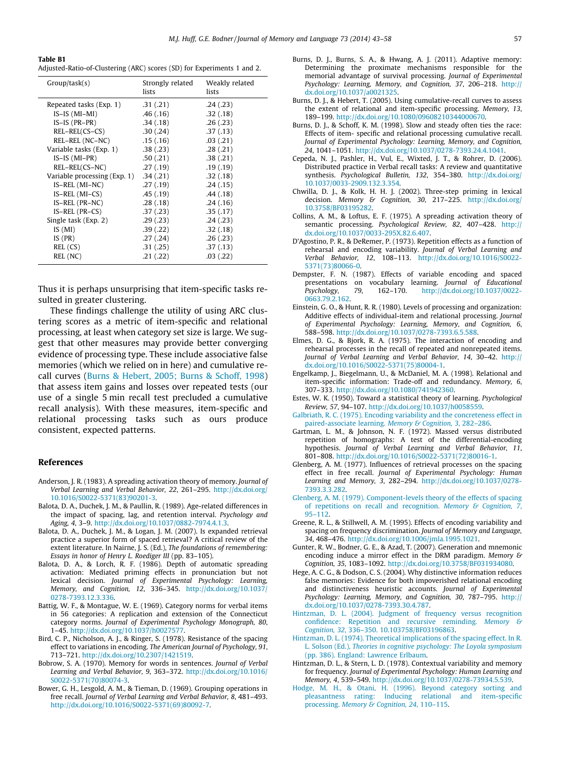**Table B1**
Adjusted-Ratio-of-Clustering (ARC) scores (SD) for Experiments 1 and 2.

| Group/task(s) | Strongly related lists | Weakly related lists |
|---|---|---|
| Repeated tasks (Exp. 1) | .31 (.21) | .24 (.23) |
| IS–IS (MI–MI) | .46 (.16) | .32 (.18) |
| IS–IS (PR–PR) | .34 (.18) | .26 (.23) |
| REL–REL(CS–CS) | .30 (.24) | .37 (.13) |
| REL–REL (NC–NC) | .15 (.16) | .03 (.21) |
| Variable tasks (Exp. 1) | .38 (.23) | .28 (.21) |
| IS–IS (MI–PR) | .50 (.21) | .38 (.21) |
| REL–REL(CS–NC) | .27 (.19) | .19 (.19) |
| Variable processing (Exp. 1) | .34 (.21) | .32 (.18) |
| IS–REL (MI–NC) | .27 (.19) | .24 (.15) |
| IS–REL (MI–CS) | .45 (.19) | .44 (.18) |
| IS–REL (PR–NC) | .28 (.18) | .24 (.16) |
| IS–REL (PR–CS) | .37 (.23) | .35 (.17) |
| Single task (Exp. 2) | .29 (.23) | .24 (.23) |
| IS (MI) | .39 (.22) | .32 (.18) |
| IS (PR) | .27 (.24) | .26 (.23) |
| REL (CS) | .31 (.25) | .37 (.13) |
| REL (NC) | .21 (.22) | .03 (.22) |

Thus it is perhaps unsurprising that item-specific tasks resulted in greater clustering.

These findings challenge the utility of using ARC clustering scores as a metric of item-specific and relational processing, at least when category set size is large. We suggest that other measures may provide better converging evidence of processing type. These include associative false memories (which we relied on in here) and cumulative recall curves (Burns & Hebert, 2005; Burns & Schoff, 1998) that assess item gains and losses over repeated tests (our use of a single 5 min recall test precluded a cumulative recall analysis). With these measures, item-specific and relational processing tasks such as ours produce consistent, expected patterns.

## References

Anderson, J. R. (1983). A spreading activation theory of memory. *Journal of Verbal Learning and Verbal Behavior, 22*, 261–295. http://dx.doi.org/10.1016/S0022-5371(83)90201-3.

Balota, D. A., Duchek, J. M., & Paullin, R. (1989). Age-related differences in the impact of spacing, lag, and retention interval. *Psychology and Aging, 4*, 3–9. http://dx.doi.org/10.1037/0882-7974.4.1.3.

Balota, D. A., Duchek, J. M., & Logan, J. M. (2007). Is expanded retrieval practice a superior form of spaced retrieval? A critical review of the extent literature. In Nairne, J. S. (Ed.), *The foundations of remembering: Essays in honor of Henry L. Roediger III* (pp. 83–105).

Balota, D. A., & Lorch, R. F. (1986). Depth of automatic spreading activation: Mediated priming effects in pronunciation but not lexical decision. *Journal of Experimental Psychology: Learning, Memory, and Cognition, 12*, 336–345. http://dx.doi.org/10.1037/0278-7393.12.3.336.

Battig, W. F., & Montague, W. E. (1969). Category norms for verbal items in 56 categories: A replication and extension of the Connecticut category norms. *Journal of Experimental Psychology Monograph, 80*, 1–45. http://dx.doi.org/10.1037/h0027577.

Bird, C. P., Nicholson, A. J., & Ringer, S. (1978). Resistance of the spacing effect to variations in encoding. *The American Journal of Psychology, 91*, 713–721. http://dx.doi.org/10.2307/1421519.

Bobrow, S. A. (1970). Memory for words in sentences. *Journal of Verbal Learning and Verbal Behavior, 9*, 363–372. http://dx.doi.org/10.1016/S0022-5371(70)80074-3.

Bower, G. H., Lesgold, A. M., & Tieman, D. (1969). Grouping operations in free recall. *Journal of Verbal Learning and Verbal Behavior, 8*, 481–493. http://dx.doi.org/10.1016/S0022-5371(69)80092-7.

Burns, D. J., Burns, S. A., & Hwang, A. J. (2011). Adaptive memory: Determining the proximate mechanisms responsible for the memorial advantage of survival processing. *Journal of Experimental Psychology: Learning, Memory, and Cognition, 37*, 206–218. http://dx.doi.org/10.1037/a0021325.

Burns, D. J., & Hebert, T. (2005). Using cumulative-recall curves to assess the extent of relational and item-specific processing. *Memory, 13*, 189–199. http://dx.doi.org/10.1080/09608210344000670.

Burns, D. J., & Schoff, K. M. (1998). Slow and steady often ties the race: Effects of item- specific and relational processing cumulative recall. *Journal of Experimental Psychology: Learning, Memory, and Cognition, 24*, 1041–1051. http://dx.doi.org/10.1037/0278-7393.24.4.1041.

Cepeda, N. J., Pashler, H., Vul, E., Wixted, J. T., & Rohrer, D. (2006). Distributed practice in Verbal recall tasks: A review and quantitative synthesis. *Psychological Bulletin, 132*, 354–380. http://dx.doi.org/10.1037/0033-2909.132.3.354.

Chwilla, D. J., & Kolk, H. H. J. (2002). Three-step priming in lexical decision. *Memory & Cognition, 30*, 217–225. http://dx.doi.org/10.3758/BF03195282.

Collins, A. M., & Loftus, E. F. (1975). A spreading activation theory of semantic processing. *Psychological Review, 82*, 407–428. http://dx.doi.org/10.1037/0033-295X.82.6.407.

D'Agostino, P. R., & DeRemer, P. (1973). Repetition effects as a function of rehearsal and encoding variability. *Journal of Verbal Learning and Verbal Behavior, 12*, 108–113. http://dx.doi.org/10.1016/S0022-5371(73)80066-0.

Dempster, F. N. (1987). Effects of variable encoding and spaced presentations on vocabulary learning. *Journal of Educational Psychology, 79*, 162–170. http://dx.doi.org/10.1037/0022-0663.79.2.162.

Einstein, G. O., & Hunt, R. R. (1980). Levels of processing and organization: Additive effects of individual-item and relational processing. *Journal of Experimental Psychology: Learning, Memory, and Cognition, 6*, 588–598. http://dx.doi.org/10.1037/0278-7393.6.5.588.

Elmes, D. G., & Bjork, R. A. (1975). The interaction of encoding and rehearsal processes in the recall of repeated and nonrepeated items. *Journal of Verbal Learning and Verbal Behavior, 14*, 30–42. http://dx.doi.org/10.1016/S0022-5371(75)80004-1.

Engelkamp, J., Biegelmann, U., & McDaniel, M. A. (1998). Relational and item-specific information: Trade-off and redundancy. *Memory, 6*, 307–333. http://dx.doi.org/10.1080/741942360.

Estes, W. K. (1950). Toward a statistical theory of learning. *Psychological Review, 57*, 94–107. http://dx.doi.org/10.1037/h0058559.

Galbriath, R. C. (1975). Encoding variability and the concreteness effect in paired-associate learning. *Memory & Cognition, 3*, 282–286.

Gartman, L. M., & Johnson, N. F. (1972). Massed versus distributed repetition of homographs: A test of the differential-encoding hypothesis. *Journal of Verbal Learning and Verbal Behavior, 11*, 801–808. http://dx.doi.org/10.1016/S0022-5371(72)80016-1.

Glenberg, A. M. (1977). Influences of retrieval processes on the spacing effect in free recall. *Journal of Experimental Psychology: Human Learning and Memory, 3*, 282–294. http://dx.doi.org/10.1037/0278-7393.3.3.282.

Glenberg, A. M. (1979). Component-levels theory of the effects of spacing of repetitions on recall and recognition. *Memory & Cognition, 7*, 95–112.

Greene, R. L., & Stillwell, A. M. (1995). Effects of encoding variability and spacing on frequency discrimination. *Journal of Memory and Language, 34*, 468–476. http://dx.doi.org/10.1006/jmla.1995.1021.

Gunter, R. W., Bodner, G. E., & Azad, T. (2007). Generation and mnemonic encoding induce a mirror effect in the DRM paradigm. *Memory & Cognition, 35*, 1083–1092. http://dx.doi.org/10.3758/BF03193480.

Hege, A. C. G., & Dodson, C. S. (2004). Why distinctive information reduces false memories: Evidence for both impoverished relational encoding and distinctiveness heuristic accounts. *Journal of Experimental Psychology: Learning, Memory, and Cognition, 30*, 787–795. http://dx.doi.org/10.1037/0278-7393.30.4.787.

Hintzman, D. L. (2004). Judgment of frequency versus recognition confidence: Repetition and recursive reminding. *Memory & Cognition, 32*, 336–350. 10.103758/BF03196863.

Hintzman, D. L. (1974). Theoretical implications of the spacing effect. In R. L. Solson (Ed.), *Theories in cognitive psychology: The Loyola symposium* (pp. 386). England: Lawrence Erlbaum.

Hintzman, D. L., & Stern, L. D. (1978). Contextual variability and memory for frequency. *Journal of Experimental Psychology: Human Learning and Memory, 4*, 539–549. http://dx.doi.org/10.1037/0278-73934.5.539.

Hodge, M. H., & Otani, H. (1996). Beyond category sorting and pleasantness rating: Inducing relational and item-specific processing. *Memory & Cognition, 24*, 110–115.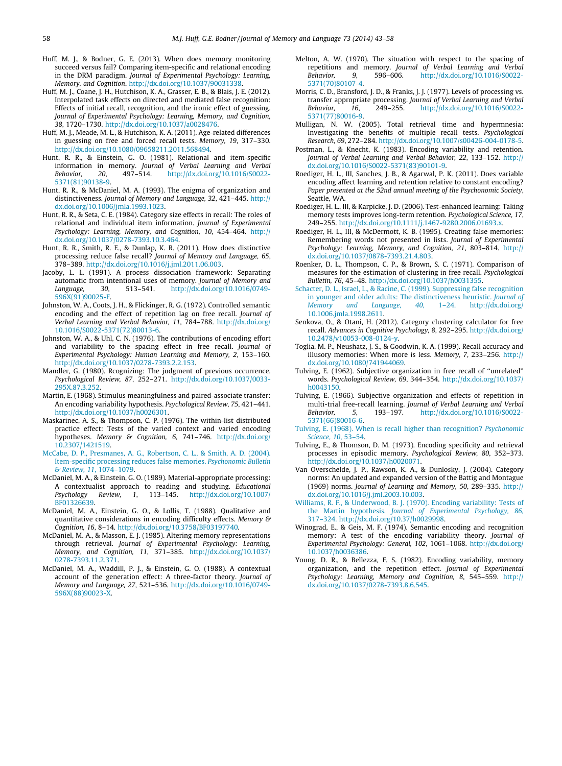Huff, M. J., & Bodner, G. E. (2013). When does memory monitoring succeed versus fail? Comparing item-specific and relational encoding in the DRM paradigm. *Journal of Experimental Psychology: Learning, Memory, and Cognition*. http://dx.doi.org/10.1037/90031338.

Huff, M. J., Coane, J. H., Hutchison, K. A., Grasser, E. B., & Blais, J. E. (2012). Interpolated task effects on directed and mediated false recognition: Effects of initial recall, recognition, and the ironic effect of guessing. *Journal of Experimental Psychology: Learning, Memory, and Cognition, 38*, 1720–1730. http://dx.doi.org/10.1037/a0028476.

Huff, M. J., Meade, M. L., & Hutchison, K. A. (2011). Age-related differences in guessing on free and forced recall tests. *Memory, 19*, 317–330. http://dx.doi.org/10.1080/09658211.2011.568494.

Hunt, R. R., & Einstein, G. O. (1981). Relational and item-specific information in memory. *Journal of Verbal Learning and Verbal Behavior, 20*, 497–514. http://dx.doi.org/10.1016/S0022-5371(81)90138-9.

Hunt, R. R., & McDaniel, M. A. (1993). The enigma of organization and distinctiveness. *Journal of Memory and Language, 32*, 421–445. http://dx.doi.org/10.1006/jmla.1993.1023.

Hunt, R. R., & Seta, C. E. (1984). Category size effects in recall: The roles of relational and individual item information. *Journal of Experimental Psychology: Learning, Memory, and Cognition, 10*, 454–464. http://dx.doi.org/10.1037/0278-7393.10.3.464.

Hunt, R. R., Smith, R. E., & Dunlap, K. R. (2011). How does distinctive processing reduce false recall? *Journal of Memory and Language, 65*, 378–389. http://dx.doi.org/10.1016/j.jml.2011.06.003.

Jacoby, L. L. (1991). A process dissociation framework: Separating automatic from intentional uses of memory. *Journal of Memory and Language, 30*, 513–541. http://dx.doi.org/10.1016/0749-596X(91)90025-F.

Johnston, W. A., Coots, J. H., & Flickinger, R. G. (1972). Controlled semantic encoding and the effect of repetition lag on free recall. *Journal of Verbal Learning and Verbal Behavior, 11*, 784–788. http://dx.doi.org/10.1016/S0022-5371(72)80013-6.

Johnston, W. A., & Uhl, C. N. (1976). The contributions of encoding effort and variability to the spacing effect in free recall. *Journal of Experimental Psychology: Human Learning and Memory, 2*, 153–160. http://dx.doi.org/10.1037/0278-7393.2.2.153.

Mandler, G. (1980). Rcognizing: The judgment of previous occurrence. *Psychological Review, 87*, 252–271. http://dx.doi.org/10.1037/0033-295X.87.3.252.

Martin, E. (1968). Stimulus meaningfulness and paired-associate transfer: An encoding variability hypothesis. *Psychological Review, 75*, 421–441. http://dx.doi.org/10.1037/h0026301.

Maskarinec, A. S., & Thompson, C. P. (1976). The within-list distributed practice effect: Tests of the varied context and varied encoding hypotheses. *Memory & Cognition, 6*, 741–746. http://dx.doi.org/10.2307/1421519.

McCabe, D. P., Presmanes, A. G., Robertson, C. L., & Smith, A. D. (2004). Item-specific processing reduces false memories. *Psychonomic Bulletin & Review, 11*, 1074–1079.

McDaniel, M. A., & Einstein, G. O. (1989). Material-appropriate processing: A contextualist approach to reading and studying. *Educational Psychology Review, 1*, 113–145. http://dx.doi.org/10.1007/BF01326639.

McDaniel, M. A., Einstein, G. O., & Lollis, T. (1988). Qualitative and quantitative considerations in encoding difficulty effects. *Memory & Cognition, 16*, 8–14. http://dx.doi.org/10.3758/BF03197740.

McDaniel, M. A., & Masson, E. J. (1985). Altering memory representations through retrieval. *Journal of Experimental Psychology: Learning, Memory, and Cognition, 11*, 371–385. http://dx.doi.org/10.1037/0278-7393.11.2.371.

McDaniel, M. A., Waddill, P. J., & Einstein, G. O. (1988). A contextual account of the generation effect: A three-factor theory. *Journal of Memory and Language, 27*, 521–536. http://dx.doi.org/10.1016/0749-596X(88)90023-X.

Melton, A. W. (1970). The situation with respect to the spacing of repetitions and memory. *Journal of Verbal Learning and Verbal Behavior, 9*, 596–606. http://dx.doi.org/10.1016/S0022-5371(70)80107-4.

Morris, C. D., Bransford, J. D., & Franks, J. J. (1977). Levels of processing vs. transfer appropriate processing. *Journal of Verbal Learning and Verbal Behavior, 16*, 249–255. http://dx.doi.org/10.1016/S0022-5371(77)80016-9.

Mulligan, N. W. (2005). Total retrieval time and hypermnesia: Investigating the benefits of multiple recall tests. *Psychological Research, 69*, 272–284. http://dx.doi.org/10.1007/s00426-004-0178-5.

Postman, L., & Knecht, K. (1983). Encoding variability and retention. *Journal of Verbal Learning and Verbal Behavior, 22*, 133–152. http://dx.doi.org/10.1016/S0022-5371(83)90101-9.

Roediger, H. L., III, Sanches, J. B., & Agarwal, P. K. (2011). Does variable encoding affect learning and retention relative to constant encoding? *Paper presented at the 52nd annual meeting of the Psychonomic Society*, Seattle, WA.

Roediger, H. L., III, & Karpicke, J. D. (2006). Test-enhanced learning: Taking memory tests improves long-term retention. *Psychological Science, 17*, 249–255. http://dx.doi.org/10.1111/j.1467-9280.2006.01693.x.

Roediger, H. L., III, & McDermott, K. B. (1995). Creating false memories: Remembering words not presented in lists. *Journal of Experimental Psychology: Learning, Memory, and Cognition, 21*, 803–814. http://dx.doi.org/10.1037/0878-7393.21.4.803.

Roenker, D. L., Thompson, C. P., & Brown, S. C. (1971). Comparison of measures for the estimation of clustering in free recall. *Psychological Bulletin, 76*, 45–48. http://dx.doi.org/10.1037/h0031355.

Schacter, D. L., Israel, L., & Racine, C. (1999). Suppressing false recognition in younger and older adults: The distinctiveness heuristic. *Journal of Memory and Language, 40*, 1–24. http://dx.doi.org/10.1006.jmla.1998.2611.

Senkova, O., & Otani, H. (2012). Category clustering calculator for free recall. *Advances in Cognitive Psychology, 8*, 292–295. http://dx.doi.org/10.2478/v10053-008-0124-y.

Toglia, M. P., Neushatz, J. S., & Goodwin, K. A. (1999). Recall accuracy and illusory memories: When more is less. *Memory, 7*, 233–256. http://dx.doi.org/10.1080/741944069.

Tulving, E. (1962). Subjective organization in free recall of "unrelated" words. *Psychological Review, 69*, 344–354. http://dx.doi.org/10.1037/h0043150.

Tulving, E. (1966). Subjective organization and effects of repetition in multi-trial free-recall learning. *Journal of Verbal Learning and Verbal Behavior, 5*, 193–197. http://dx.doi.org/10.1016/S0022-5371(66)80016-6.

Tulving, E. (1968). When is recall higher than recognition? *Psychonomic Science, 10*, 53–54.

Tulving, E., & Thomson, D. M. (1973). Encoding specificity and retrieval processes in episodic memory. *Psychological Review, 80*, 352–373. http://dx.doi.org/10.1037/h0020071.

Van Overschelde, J. P., Rawson, K. A., & Dunlosky, J. (2004). Category norms: An updated and expanded version of the Battig and Montague (1969) norms. *Journal of Learning and Memory, 50*, 289–335. http://dx.doi.org/10.1016/j.jml.2003.10.003.

Williams, R. F., & Underwood, B. J. (1970). Encoding variability: Tests of the Martin hypothesis. *Journal of Experimental Psychology, 86*, 317–324. http://dx.doi.org/10.37/h0029998.

Winograd, E., & Geis, M. F. (1974). Semantic encoding and recognition memory: A test of the encoding variability theory. *Journal of Experimental Psychology: General, 102*, 1061–1068. http://dx.doi.org/10.1037/h0036386.

Young, D. R., & Bellezza, F. S. (1982). Encoding variability, memory organization, and the repetition effect. *Journal of Experimental Psychology: Learning, Memory and Cognition, 8*, 545–559. http://dx.doi.org/10.1037/0278-7393.8.6.545.